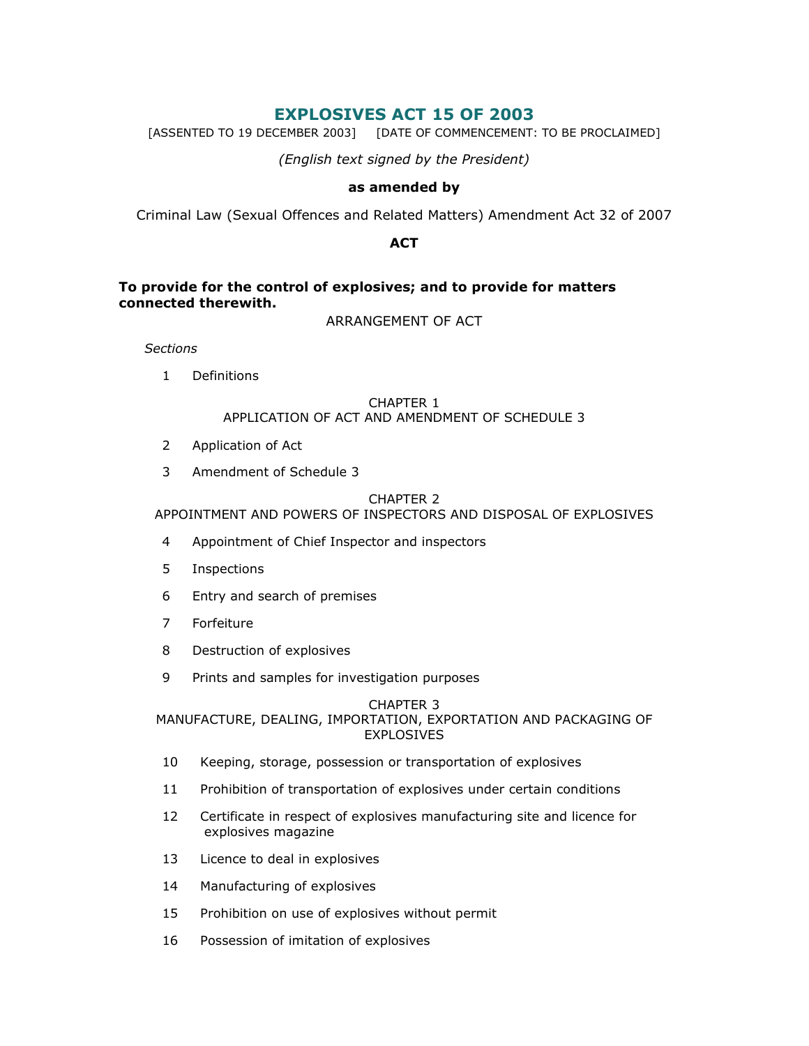# EXPLOSIVES ACT 15 OF 2003

[ASSENTED TO 19 DECEMBER 2003] [DATE OF COMMENCEMENT: TO BE PROCLAIMED]

*(English text signed by the President)*

**as amended by**

Criminal Law (Sexual Offences and Related Matters) Amendment Act 32 of 2007

**ACT**

**To provide for the control of explosives; and to provide for matters connected therewith.**

ARRANGEMENT OF ACT

*Sections*

1 Definitions

CHAPTER 1
APPLICATION OF ACT AND AMENDMENT OF SCHEDULE 3

2 Application of Act

3 Amendment of Schedule 3

CHAPTER 2
APPOINTMENT AND POWERS OF INSPECTORS AND DISPOSAL OF EXPLOSIVES

4 Appointment of Chief Inspector and inspectors

5 Inspections

6 Entry and search of premises

7 Forfeiture

8 Destruction of explosives

9 Prints and samples for investigation purposes

CHAPTER 3
MANUFACTURE, DEALING, IMPORTATION, EXPORTATION AND PACKAGING OF EXPLOSIVES

10 Keeping, storage, possession or transportation of explosives

11 Prohibition of transportation of explosives under certain conditions

12 Certificate in respect of explosives manufacturing site and licence for explosives magazine

13 Licence to deal in explosives

14 Manufacturing of explosives

15 Prohibition on use of explosives without permit

16 Possession of imitation of explosives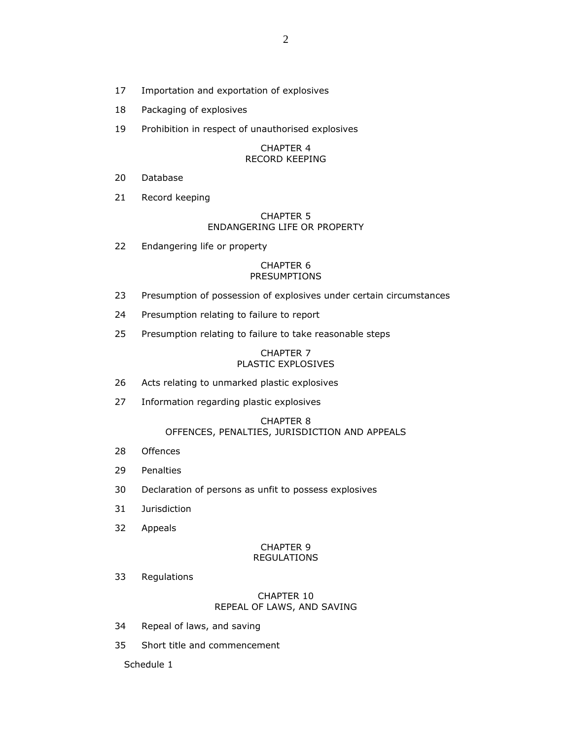17 Importation and exportation of explosives

18 Packaging of explosives

19 Prohibition in respect of unauthorised explosives

## CHAPTER 4
## RECORD KEEPING

20 Database

21 Record keeping

## CHAPTER 5
## ENDANGERING LIFE OR PROPERTY

22 Endangering life or property

## CHAPTER 6
## PRESUMPTIONS

23 Presumption of possession of explosives under certain circumstances

24 Presumption relating to failure to report

25 Presumption relating to failure to take reasonable steps

## CHAPTER 7
## PLASTIC EXPLOSIVES

26 Acts relating to unmarked plastic explosives

27 Information regarding plastic explosives

## CHAPTER 8
## OFFENCES, PENALTIES, JURISDICTION AND APPEALS

28 Offences

29 Penalties

30 Declaration of persons as unfit to possess explosives

31 Jurisdiction

32 Appeals

## CHAPTER 9
## REGULATIONS

33 Regulations

## CHAPTER 10
## REPEAL OF LAWS, AND SAVING

34 Repeal of laws, and saving

35 Short title and commencement

Schedule 1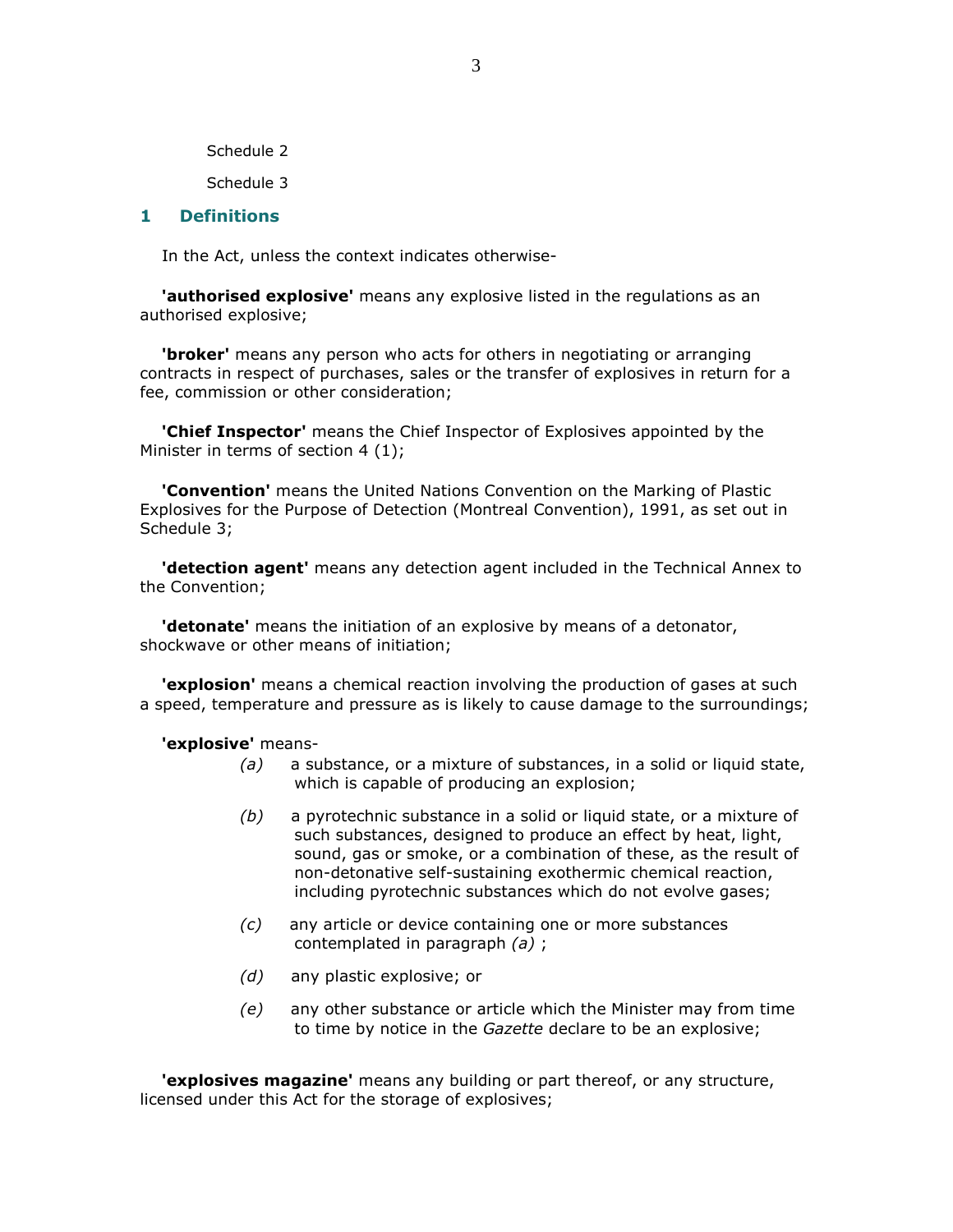Schedule 2

Schedule 3

## 1 Definitions

In the Act, unless the context indicates otherwise-

**'authorised explosive'** means any explosive listed in the regulations as an authorised explosive;

**'broker'** means any person who acts for others in negotiating or arranging contracts in respect of purchases, sales or the transfer of explosives in return for a fee, commission or other consideration;

**'Chief Inspector'** means the Chief Inspector of Explosives appointed by the Minister in terms of section 4 (1);

**'Convention'** means the United Nations Convention on the Marking of Plastic Explosives for the Purpose of Detection (Montreal Convention), 1991, as set out in Schedule 3;

**'detection agent'** means any detection agent included in the Technical Annex to the Convention;

**'detonate'** means the initiation of an explosive by means of a detonator, shockwave or other means of initiation;

**'explosion'** means a chemical reaction involving the production of gases at such a speed, temperature and pressure as is likely to cause damage to the surroundings;

**'explosive'** means-

*(a)* a substance, or a mixture of substances, in a solid or liquid state, which is capable of producing an explosion;

*(b)* a pyrotechnic substance in a solid or liquid state, or a mixture of such substances, designed to produce an effect by heat, light, sound, gas or smoke, or a combination of these, as the result of non-detonative self-sustaining exothermic chemical reaction, including pyrotechnic substances which do not evolve gases;

*(c)* any article or device containing one or more substances contemplated in paragraph *(a)* ;

*(d)* any plastic explosive; or

*(e)* any other substance or article which the Minister may from time to time by notice in the *Gazette* declare to be an explosive;

**'explosives magazine'** means any building or part thereof, or any structure, licensed under this Act for the storage of explosives;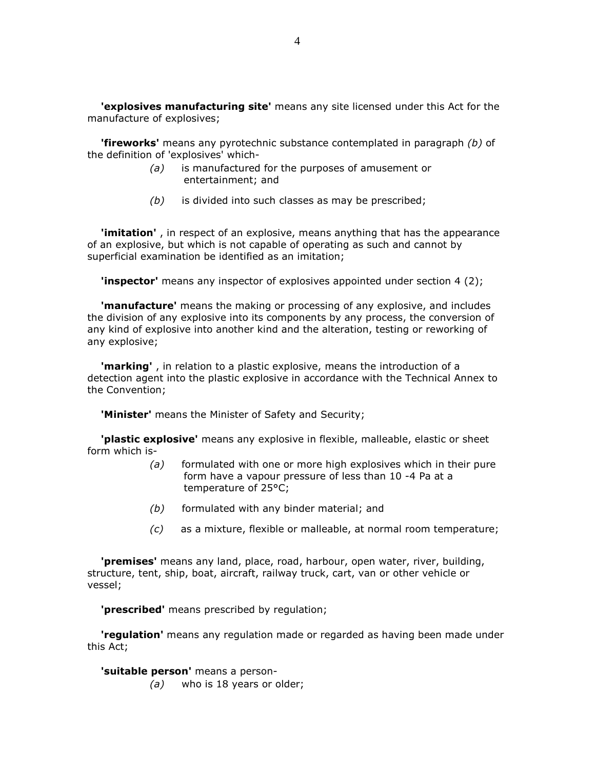**'explosives manufacturing site'** means any site licensed under this Act for the manufacture of explosives;

**'fireworks'** means any pyrotechnic substance contemplated in paragraph *(b)* of the definition of 'explosives' which-

> *(a)* is manufactured for the purposes of amusement or entertainment; and
>
> *(b)* is divided into such classes as may be prescribed;

**'imitation'** , in respect of an explosive, means anything that has the appearance of an explosive, but which is not capable of operating as such and cannot by superficial examination be identified as an imitation;

**'inspector'** means any inspector of explosives appointed under section 4 (2);

**'manufacture'** means the making or processing of any explosive, and includes the division of any explosive into its components by any process, the conversion of any kind of explosive into another kind and the alteration, testing or reworking of any explosive;

**'marking'** , in relation to a plastic explosive, means the introduction of a detection agent into the plastic explosive in accordance with the Technical Annex to the Convention;

**'Minister'** means the Minister of Safety and Security;

**'plastic explosive'** means any explosive in flexible, malleable, elastic or sheet form which is-

> *(a)* formulated with one or more high explosives which in their pure form have a vapour pressure of less than $10^{-4}$ Pa at a temperature of 25°C;
>
> *(b)* formulated with any binder material; and
>
> *(c)* as a mixture, flexible or malleable, at normal room temperature;

**'premises'** means any land, place, road, harbour, open water, river, building, structure, tent, ship, boat, aircraft, railway truck, cart, van or other vehicle or vessel;

**'prescribed'** means prescribed by regulation;

**'regulation'** means any regulation made or regarded as having been made under this Act;

**'suitable person'** means a person-

> *(a)* who is 18 years or older;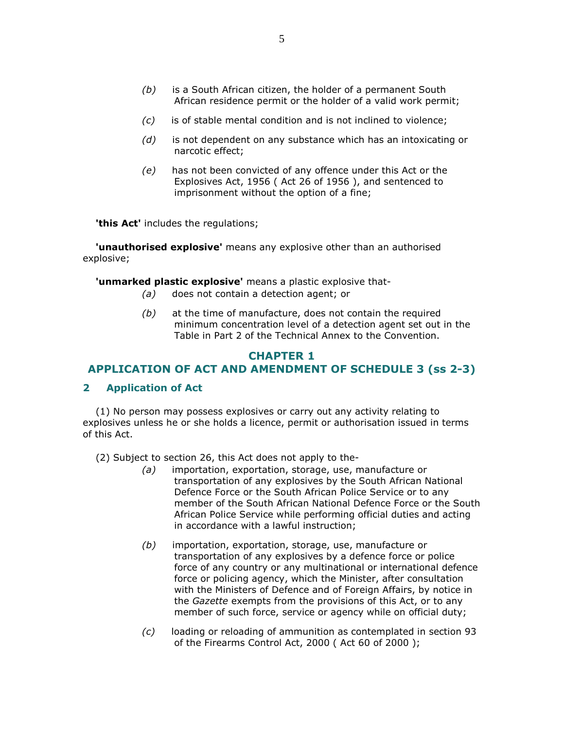*(b)* is a South African citizen, the holder of a permanent South African residence permit or the holder of a valid work permit;

*(c)* is of stable mental condition and is not inclined to violence;

*(d)* is not dependent on any substance which has an intoxicating or narcotic effect;

*(e)* has not been convicted of any offence under this Act or the Explosives Act, 1956 ( Act 26 of 1956 ), and sentenced to imprisonment without the option of a fine;

**'this Act'** includes the regulations;

**'unauthorised explosive'** means any explosive other than an authorised explosive;

**'unmarked plastic explosive'** means a plastic explosive that-

*(a)* does not contain a detection agent; or

*(b)* at the time of manufacture, does not contain the required minimum concentration level of a detection agent set out in the Table in Part 2 of the Technical Annex to the Convention.

## CHAPTER 1
## APPLICATION OF ACT AND AMENDMENT OF SCHEDULE 3 (ss 2-3)

### 2 Application of Act

(1) No person may possess explosives or carry out any activity relating to explosives unless he or she holds a licence, permit or authorisation issued in terms of this Act.

(2) Subject to section 26, this Act does not apply to the-

*(a)* importation, exportation, storage, use, manufacture or transportation of any explosives by the South African National Defence Force or the South African Police Service or to any member of the South African National Defence Force or the South African Police Service while performing official duties and acting in accordance with a lawful instruction;

*(b)* importation, exportation, storage, use, manufacture or transportation of any explosives by a defence force or police force of any country or any multinational or international defence force or policing agency, which the Minister, after consultation with the Ministers of Defence and of Foreign Affairs, by notice in the *Gazette* exempts from the provisions of this Act, or to any member of such force, service or agency while on official duty;

*(c)* loading or reloading of ammunition as contemplated in section 93 of the Firearms Control Act, 2000 ( Act 60 of 2000 );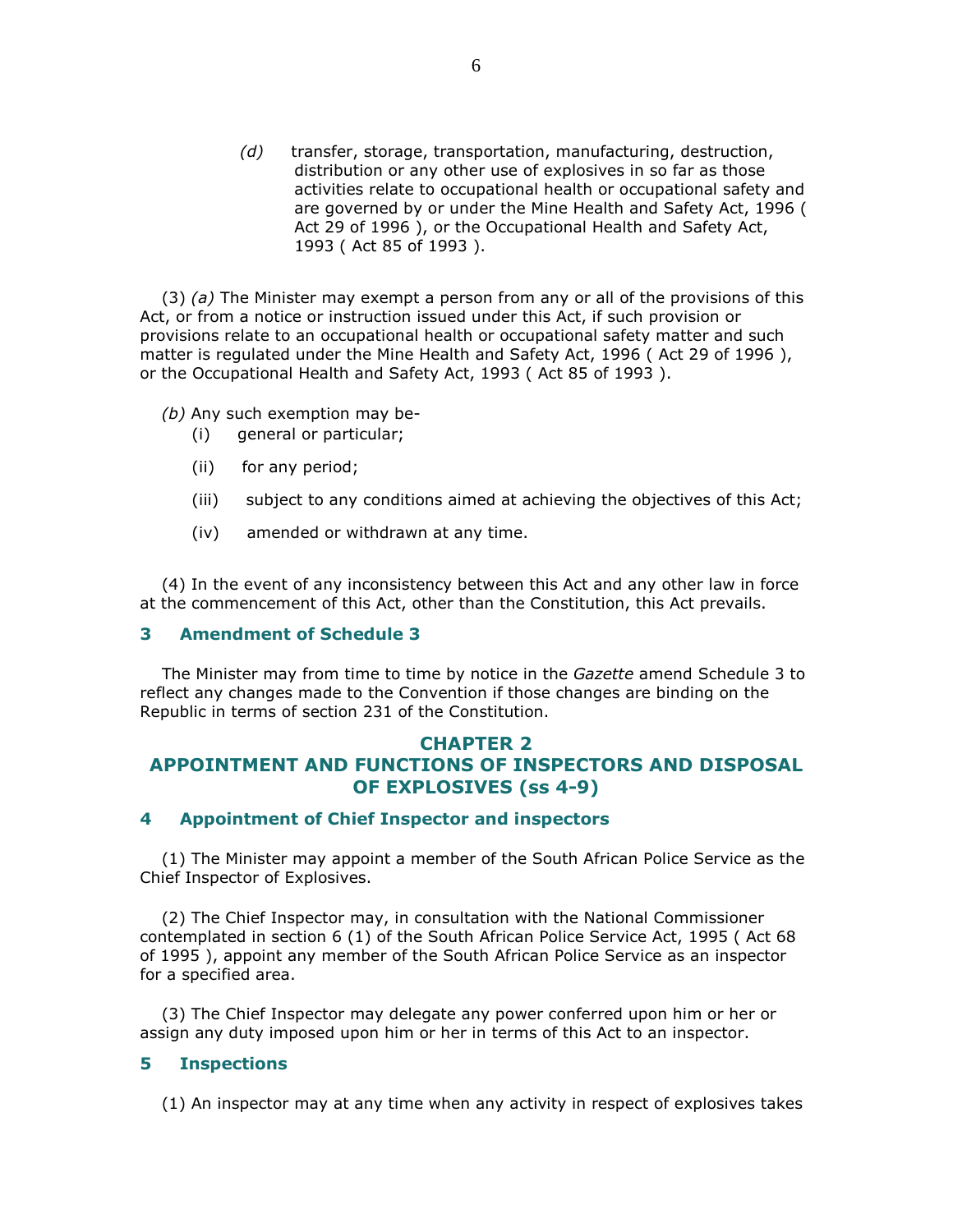*(d)* transfer, storage, transportation, manufacturing, destruction, distribution or any other use of explosives in so far as those activities relate to occupational health or occupational safety and are governed by or under the Mine Health and Safety Act, 1996 ( Act 29 of 1996 ), or the Occupational Health and Safety Act, 1993 ( Act 85 of 1993 ).

(3) *(a)* The Minister may exempt a person from any or all of the provisions of this Act, or from a notice or instruction issued under this Act, if such provision or provisions relate to an occupational health or occupational safety matter and such matter is regulated under the Mine Health and Safety Act, 1996 ( Act 29 of 1996 ), or the Occupational Health and Safety Act, 1993 ( Act 85 of 1993 ).

*(b)* Any such exemption may be-

(i) general or particular;

(ii) for any period;

(iii) subject to any conditions aimed at achieving the objectives of this Act;

(iv) amended or withdrawn at any time.

(4) In the event of any inconsistency between this Act and any other law in force at the commencement of this Act, other than the Constitution, this Act prevails.

### 3 Amendment of Schedule 3

The Minister may from time to time by notice in the *Gazette* amend Schedule 3 to reflect any changes made to the Convention if those changes are binding on the Republic in terms of section 231 of the Constitution.

## CHAPTER 2
## APPOINTMENT AND FUNCTIONS OF INSPECTORS AND DISPOSAL OF EXPLOSIVES (ss 4-9)

### 4 Appointment of Chief Inspector and inspectors

(1) The Minister may appoint a member of the South African Police Service as the Chief Inspector of Explosives.

(2) The Chief Inspector may, in consultation with the National Commissioner contemplated in section 6 (1) of the South African Police Service Act, 1995 ( Act 68 of 1995 ), appoint any member of the South African Police Service as an inspector for a specified area.

(3) The Chief Inspector may delegate any power conferred upon him or her or assign any duty imposed upon him or her in terms of this Act to an inspector.

### 5 Inspections

(1) An inspector may at any time when any activity in respect of explosives takes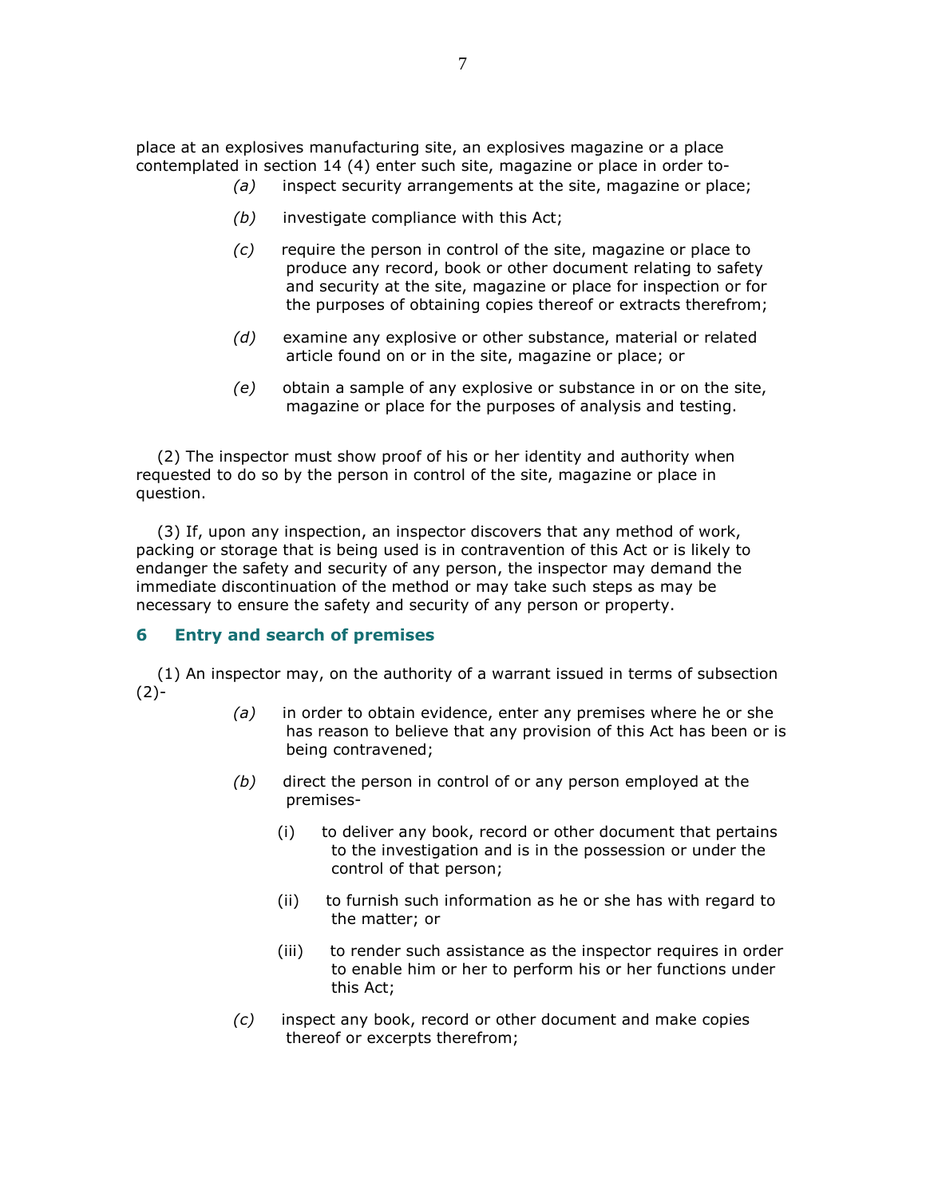place at an explosives manufacturing site, an explosives magazine or a place contemplated in section 14 (4) enter such site, magazine or place in order to-

*(a)* inspect security arrangements at the site, magazine or place;

*(b)* investigate compliance with this Act;

*(c)* require the person in control of the site, magazine or place to produce any record, book or other document relating to safety and security at the site, magazine or place for inspection or for the purposes of obtaining copies thereof or extracts therefrom;

*(d)* examine any explosive or other substance, material or related article found on or in the site, magazine or place; or

*(e)* obtain a sample of any explosive or substance in or on the site, magazine or place for the purposes of analysis and testing.

(2) The inspector must show proof of his or her identity and authority when requested to do so by the person in control of the site, magazine or place in question.

(3) If, upon any inspection, an inspector discovers that any method of work, packing or storage that is being used is in contravention of this Act or is likely to endanger the safety and security of any person, the inspector may demand the immediate discontinuation of the method or may take such steps as may be necessary to ensure the safety and security of any person or property.

## 6 Entry and search of premises

(1) An inspector may, on the authority of a warrant issued in terms of subsection (2)-

*(a)* in order to obtain evidence, enter any premises where he or she has reason to believe that any provision of this Act has been or is being contravened;

*(b)* direct the person in control of or any person employed at the premises-

(i) to deliver any book, record or other document that pertains to the investigation and is in the possession or under the control of that person;

(ii) to furnish such information as he or she has with regard to the matter; or

(iii) to render such assistance as the inspector requires in order to enable him or her to perform his or her functions under this Act;

*(c)* inspect any book, record or other document and make copies thereof or excerpts therefrom;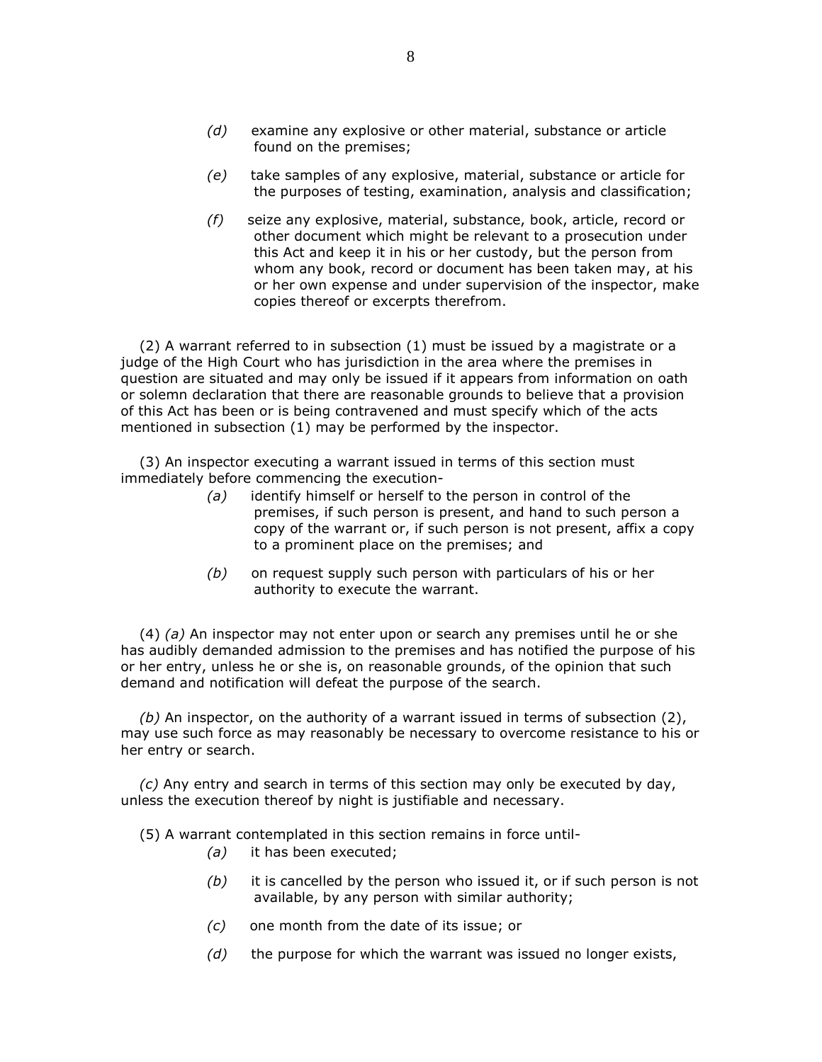*(d)* examine any explosive or other material, substance or article found on the premises;

*(e)* take samples of any explosive, material, substance or article for the purposes of testing, examination, analysis and classification;

*(f)* seize any explosive, material, substance, book, article, record or other document which might be relevant to a prosecution under this Act and keep it in his or her custody, but the person from whom any book, record or document has been taken may, at his or her own expense and under supervision of the inspector, make copies thereof or excerpts therefrom.

(2) A warrant referred to in subsection (1) must be issued by a magistrate or a judge of the High Court who has jurisdiction in the area where the premises in question are situated and may only be issued if it appears from information on oath or solemn declaration that there are reasonable grounds to believe that a provision of this Act has been or is being contravened and must specify which of the acts mentioned in subsection (1) may be performed by the inspector.

(3) An inspector executing a warrant issued in terms of this section must immediately before commencing the execution-

*(a)* identify himself or herself to the person in control of the premises, if such person is present, and hand to such person a copy of the warrant or, if such person is not present, affix a copy to a prominent place on the premises; and

*(b)* on request supply such person with particulars of his or her authority to execute the warrant.

(4) *(a)* An inspector may not enter upon or search any premises until he or she has audibly demanded admission to the premises and has notified the purpose of his or her entry, unless he or she is, on reasonable grounds, of the opinion that such demand and notification will defeat the purpose of the search.

*(b)* An inspector, on the authority of a warrant issued in terms of subsection (2), may use such force as may reasonably be necessary to overcome resistance to his or her entry or search.

*(c)* Any entry and search in terms of this section may only be executed by day, unless the execution thereof by night is justifiable and necessary.

(5) A warrant contemplated in this section remains in force until-

*(a)* it has been executed;

*(b)* it is cancelled by the person who issued it, or if such person is not available, by any person with similar authority;

*(c)* one month from the date of its issue; or

*(d)* the purpose for which the warrant was issued no longer exists,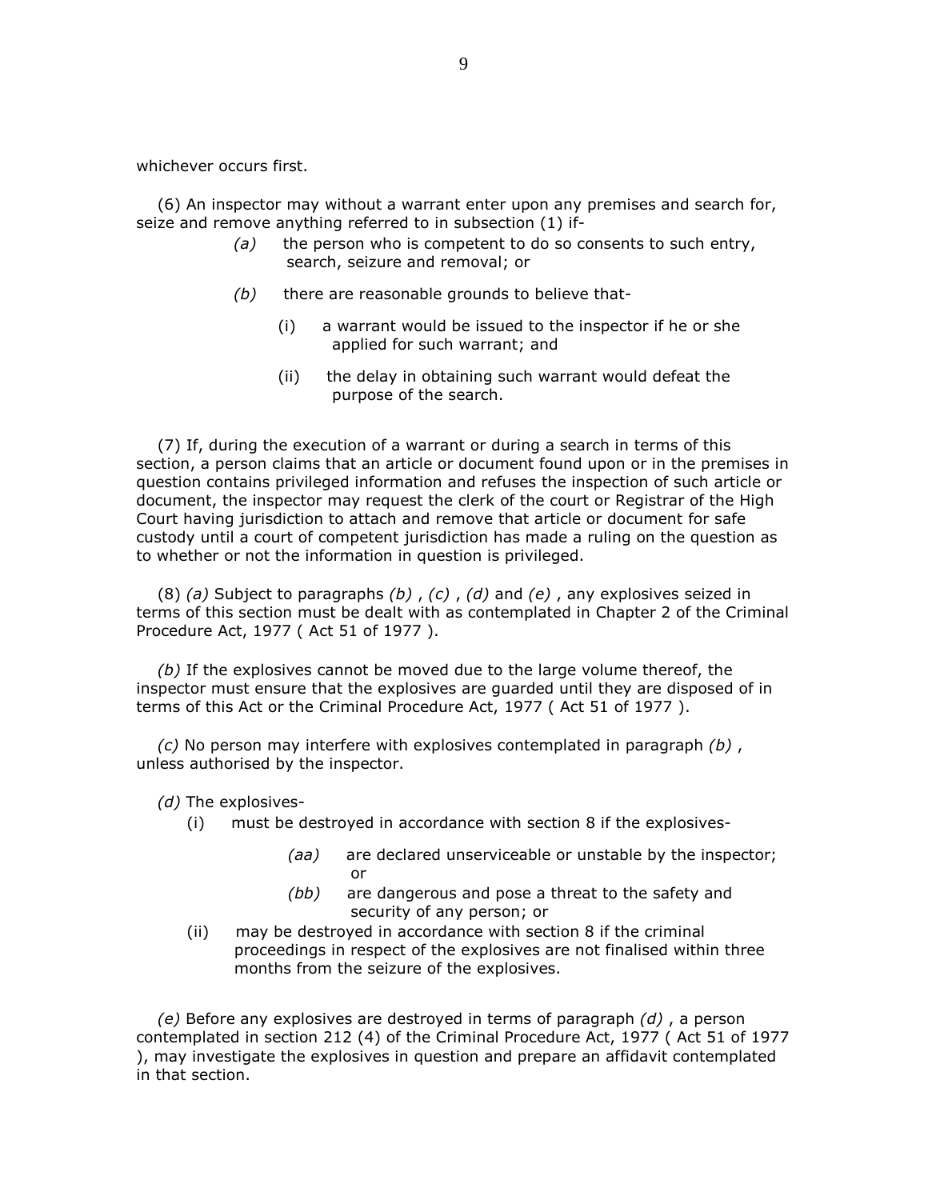whichever occurs first.

(6) An inspector may without a warrant enter upon any premises and search for, seize and remove anything referred to in subsection (1) if-

*(a)* the person who is competent to do so consents to such entry, search, seizure and removal; or

*(b)* there are reasonable grounds to believe that-

(i) a warrant would be issued to the inspector if he or she applied for such warrant; and

(ii) the delay in obtaining such warrant would defeat the purpose of the search.

(7) If, during the execution of a warrant or during a search in terms of this section, a person claims that an article or document found upon or in the premises in question contains privileged information and refuses the inspection of such article or document, the inspector may request the clerk of the court or Registrar of the High Court having jurisdiction to attach and remove that article or document for safe custody until a court of competent jurisdiction has made a ruling on the question as to whether or not the information in question is privileged.

(8) *(a)* Subject to paragraphs *(b)* , *(c)* , *(d)* and *(e)* , any explosives seized in terms of this section must be dealt with as contemplated in Chapter 2 of the Criminal Procedure Act, 1977 ( Act 51 of 1977 ).

*(b)* If the explosives cannot be moved due to the large volume thereof, the inspector must ensure that the explosives are guarded until they are disposed of in terms of this Act or the Criminal Procedure Act, 1977 ( Act 51 of 1977 ).

*(c)* No person may interfere with explosives contemplated in paragraph *(b)* , unless authorised by the inspector.

*(d)* The explosives-

(i) must be destroyed in accordance with section 8 if the explosives-

*(aa)* are declared unserviceable or unstable by the inspector; or

*(bb)* are dangerous and pose a threat to the safety and security of any person; or

(ii) may be destroyed in accordance with section 8 if the criminal proceedings in respect of the explosives are not finalised within three months from the seizure of the explosives.

*(e)* Before any explosives are destroyed in terms of paragraph *(d)* , a person contemplated in section 212 (4) of the Criminal Procedure Act, 1977 ( Act 51 of 1977 ), may investigate the explosives in question and prepare an affidavit contemplated in that section.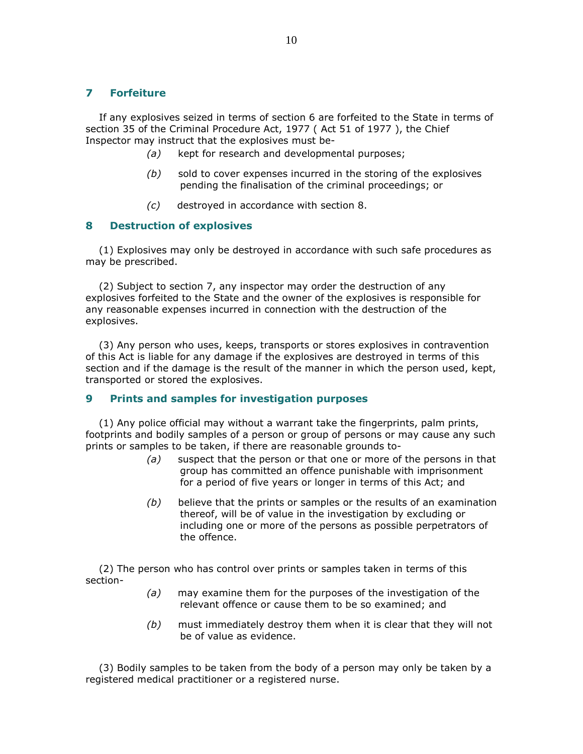## 7 Forfeiture

If any explosives seized in terms of section 6 are forfeited to the State in terms of section 35 of the Criminal Procedure Act, 1977 ( Act 51 of 1977 ), the Chief Inspector may instruct that the explosives must be-

*(a)* kept for research and developmental purposes;

*(b)* sold to cover expenses incurred in the storing of the explosives pending the finalisation of the criminal proceedings; or

*(c)* destroyed in accordance with section 8.

## 8 Destruction of explosives

(1) Explosives may only be destroyed in accordance with such safe procedures as may be prescribed.

(2) Subject to section 7, any inspector may order the destruction of any explosives forfeited to the State and the owner of the explosives is responsible for any reasonable expenses incurred in connection with the destruction of the explosives.

(3) Any person who uses, keeps, transports or stores explosives in contravention of this Act is liable for any damage if the explosives are destroyed in terms of this section and if the damage is the result of the manner in which the person used, kept, transported or stored the explosives.

## 9 Prints and samples for investigation purposes

(1) Any police official may without a warrant take the fingerprints, palm prints, footprints and bodily samples of a person or group of persons or may cause any such prints or samples to be taken, if there are reasonable grounds to-

*(a)* suspect that the person or that one or more of the persons in that group has committed an offence punishable with imprisonment for a period of five years or longer in terms of this Act; and

*(b)* believe that the prints or samples or the results of an examination thereof, will be of value in the investigation by excluding or including one or more of the persons as possible perpetrators of the offence.

(2) The person who has control over prints or samples taken in terms of this section-

*(a)* may examine them for the purposes of the investigation of the relevant offence or cause them to be so examined; and

*(b)* must immediately destroy them when it is clear that they will not be of value as evidence.

(3) Bodily samples to be taken from the body of a person may only be taken by a registered medical practitioner or a registered nurse.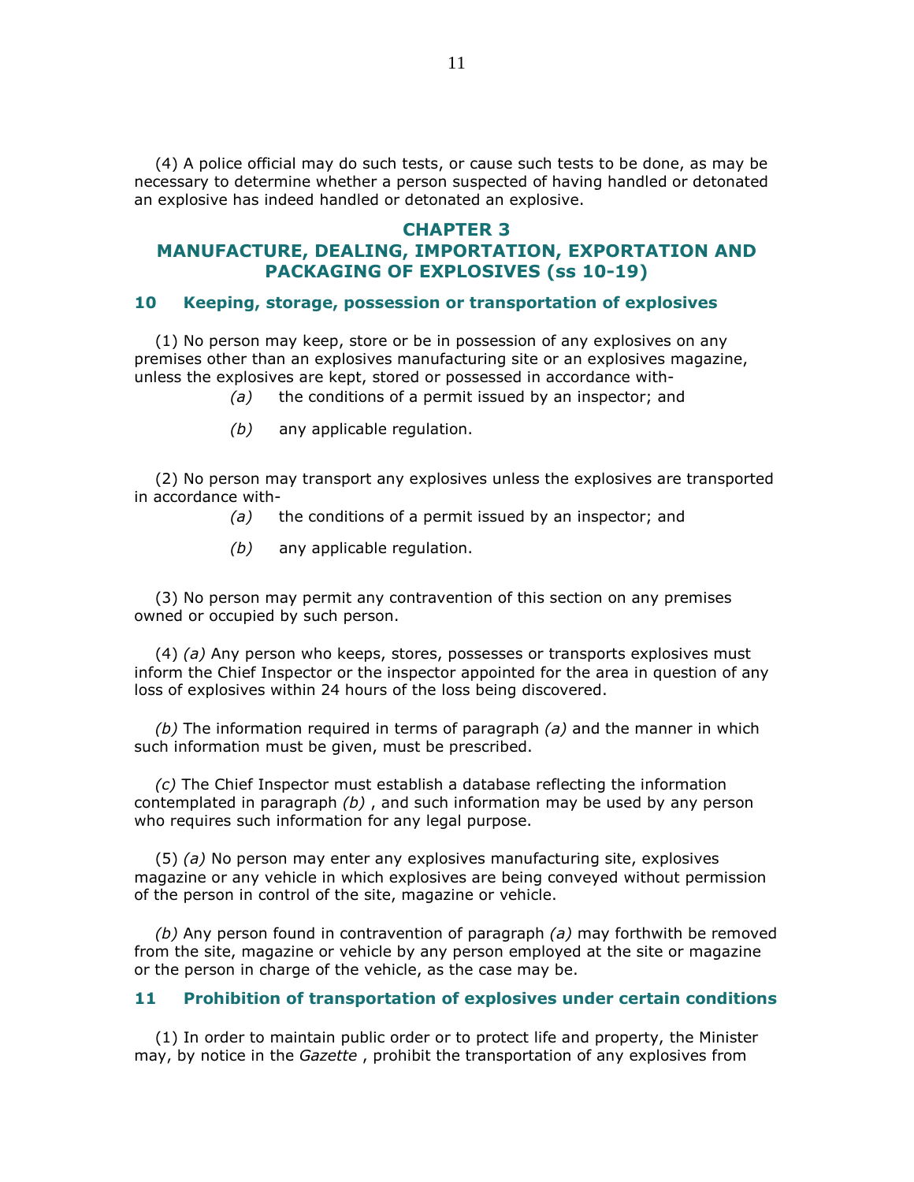(4) A police official may do such tests, or cause such tests to be done, as may be necessary to determine whether a person suspected of having handled or detonated an explosive has indeed handled or detonated an explosive.

## CHAPTER 3
## MANUFACTURE, DEALING, IMPORTATION, EXPORTATION AND PACKAGING OF EXPLOSIVES (ss 10-19)

### 10 Keeping, storage, possession or transportation of explosives

(1) No person may keep, store or be in possession of any explosives on any premises other than an explosives manufacturing site or an explosives magazine, unless the explosives are kept, stored or possessed in accordance with-

*(a)* the conditions of a permit issued by an inspector; and

*(b)* any applicable regulation.

(2) No person may transport any explosives unless the explosives are transported in accordance with-

*(a)* the conditions of a permit issued by an inspector; and

*(b)* any applicable regulation.

(3) No person may permit any contravention of this section on any premises owned or occupied by such person.

(4) *(a)* Any person who keeps, stores, possesses or transports explosives must inform the Chief Inspector or the inspector appointed for the area in question of any loss of explosives within 24 hours of the loss being discovered.

*(b)* The information required in terms of paragraph *(a)* and the manner in which such information must be given, must be prescribed.

*(c)* The Chief Inspector must establish a database reflecting the information contemplated in paragraph *(b)* , and such information may be used by any person who requires such information for any legal purpose.

(5) *(a)* No person may enter any explosives manufacturing site, explosives magazine or any vehicle in which explosives are being conveyed without permission of the person in control of the site, magazine or vehicle.

*(b)* Any person found in contravention of paragraph *(a)* may forthwith be removed from the site, magazine or vehicle by any person employed at the site or magazine or the person in charge of the vehicle, as the case may be.

### 11 Prohibition of transportation of explosives under certain conditions

(1) In order to maintain public order or to protect life and property, the Minister may, by notice in the *Gazette* , prohibit the transportation of any explosives from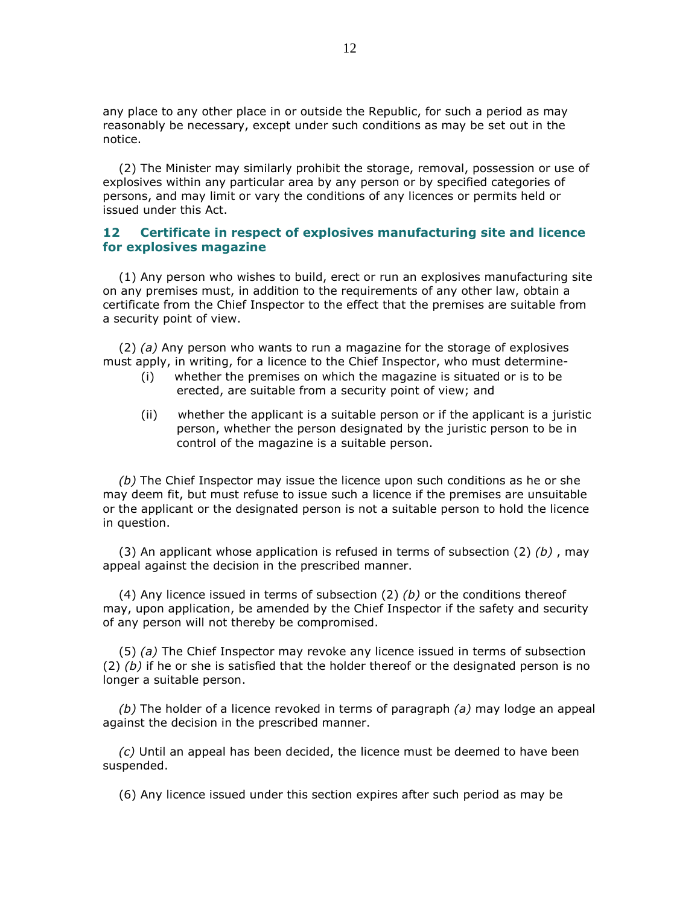any place to any other place in or outside the Republic, for such a period as may reasonably be necessary, except under such conditions as may be set out in the notice.

(2) The Minister may similarly prohibit the storage, removal, possession or use of explosives within any particular area by any person or by specified categories of persons, and may limit or vary the conditions of any licences or permits held or issued under this Act.

## 12 Certificate in respect of explosives manufacturing site and licence for explosives magazine

(1) Any person who wishes to build, erect or run an explosives manufacturing site on any premises must, in addition to the requirements of any other law, obtain a certificate from the Chief Inspector to the effect that the premises are suitable from a security point of view.

(2) *(a)* Any person who wants to run a magazine for the storage of explosives must apply, in writing, for a licence to the Chief Inspector, who must determine-

(i) whether the premises on which the magazine is situated or is to be erected, are suitable from a security point of view; and

(ii) whether the applicant is a suitable person or if the applicant is a juristic person, whether the person designated by the juristic person to be in control of the magazine is a suitable person.

*(b)* The Chief Inspector may issue the licence upon such conditions as he or she may deem fit, but must refuse to issue such a licence if the premises are unsuitable or the applicant or the designated person is not a suitable person to hold the licence in question.

(3) An applicant whose application is refused in terms of subsection (2) *(b)* , may appeal against the decision in the prescribed manner.

(4) Any licence issued in terms of subsection (2) *(b)* or the conditions thereof may, upon application, be amended by the Chief Inspector if the safety and security of any person will not thereby be compromised.

(5) *(a)* The Chief Inspector may revoke any licence issued in terms of subsection (2) *(b)* if he or she is satisfied that the holder thereof or the designated person is no longer a suitable person.

*(b)* The holder of a licence revoked in terms of paragraph *(a)* may lodge an appeal against the decision in the prescribed manner.

*(c)* Until an appeal has been decided, the licence must be deemed to have been suspended.

(6) Any licence issued under this section expires after such period as may be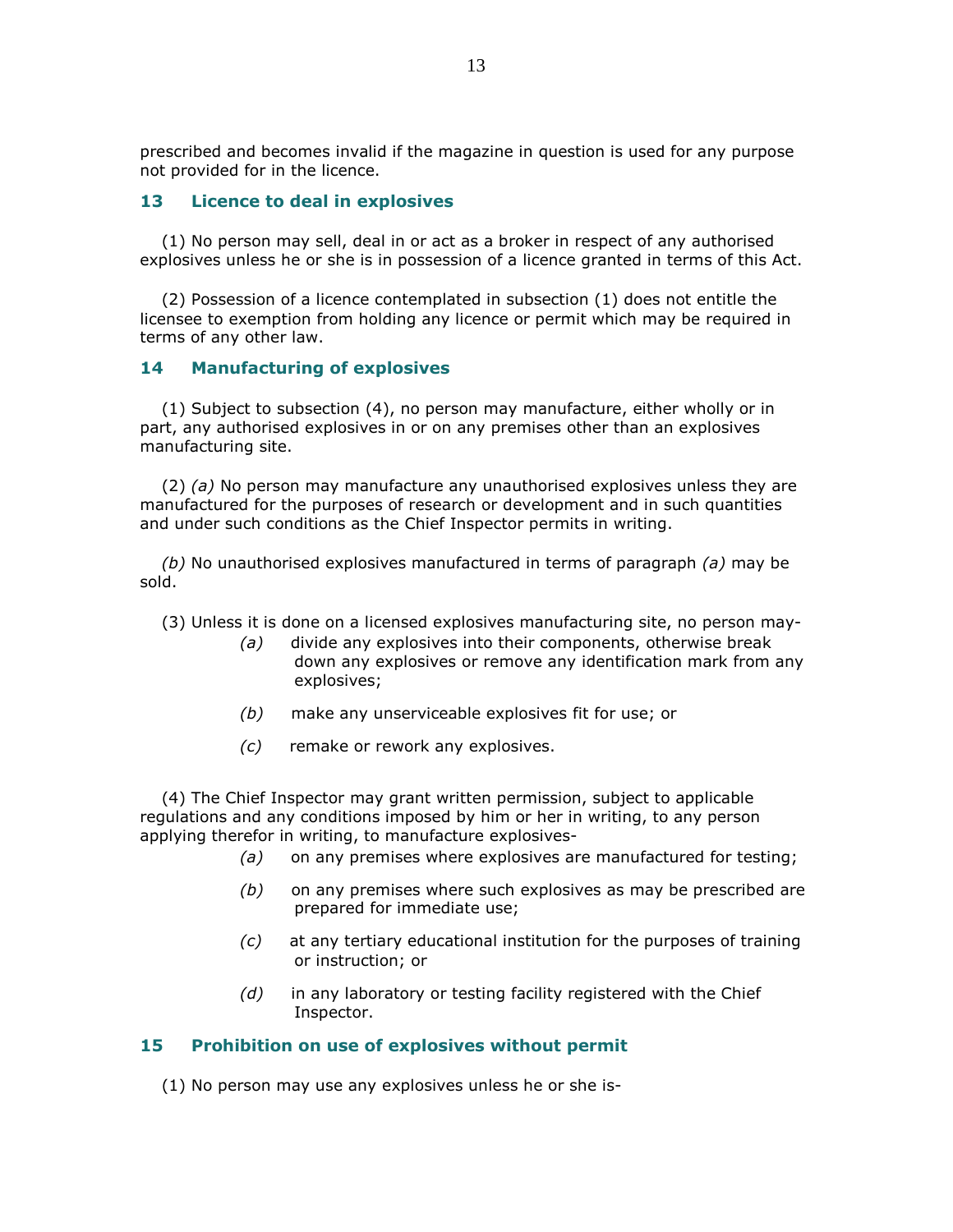prescribed and becomes invalid if the magazine in question is used for any purpose not provided for in the licence.

## 13 Licence to deal in explosives

(1) No person may sell, deal in or act as a broker in respect of any authorised explosives unless he or she is in possession of a licence granted in terms of this Act.

(2) Possession of a licence contemplated in subsection (1) does not entitle the licensee to exemption from holding any licence or permit which may be required in terms of any other law.

## 14 Manufacturing of explosives

(1) Subject to subsection (4), no person may manufacture, either wholly or in part, any authorised explosives in or on any premises other than an explosives manufacturing site.

(2) *(a)* No person may manufacture any unauthorised explosives unless they are manufactured for the purposes of research or development and in such quantities and under such conditions as the Chief Inspector permits in writing.

*(b)* No unauthorised explosives manufactured in terms of paragraph *(a)* may be sold.

(3) Unless it is done on a licensed explosives manufacturing site, no person may-

*(a)* divide any explosives into their components, otherwise break down any explosives or remove any identification mark from any explosives;

*(b)* make any unserviceable explosives fit for use; or

*(c)* remake or rework any explosives.

(4) The Chief Inspector may grant written permission, subject to applicable regulations and any conditions imposed by him or her in writing, to any person applying therefor in writing, to manufacture explosives-

*(a)* on any premises where explosives are manufactured for testing;

*(b)* on any premises where such explosives as may be prescribed are prepared for immediate use;

*(c)* at any tertiary educational institution for the purposes of training or instruction; or

*(d)* in any laboratory or testing facility registered with the Chief Inspector.

## 15 Prohibition on use of explosives without permit

(1) No person may use any explosives unless he or she is-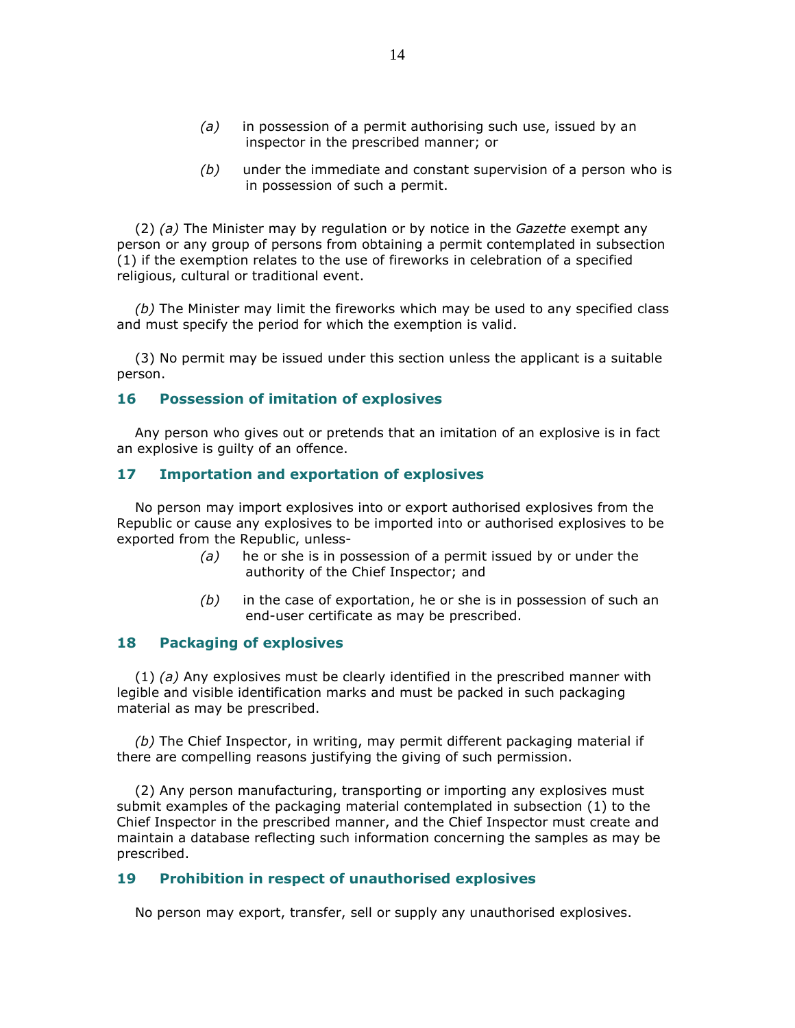(a) in possession of a permit authorising such use, issued by an inspector in the prescribed manner; or

(b) under the immediate and constant supervision of a person who is in possession of such a permit.

(2) *(a)* The Minister may by regulation or by notice in the *Gazette* exempt any person or any group of persons from obtaining a permit contemplated in subsection (1) if the exemption relates to the use of fireworks in celebration of a specified religious, cultural or traditional event.

*(b)* The Minister may limit the fireworks which may be used to any specified class and must specify the period for which the exemption is valid.

(3) No permit may be issued under this section unless the applicant is a suitable person.

### 16 Possession of imitation of explosives

Any person who gives out or pretends that an imitation of an explosive is in fact an explosive is guilty of an offence.

### 17 Importation and exportation of explosives

No person may import explosives into or export authorised explosives from the Republic or cause any explosives to be imported into or authorised explosives to be exported from the Republic, unless-

(a) he or she is in possession of a permit issued by or under the authority of the Chief Inspector; and

(b) in the case of exportation, he or she is in possession of such an end-user certificate as may be prescribed.

### 18 Packaging of explosives

(1) *(a)* Any explosives must be clearly identified in the prescribed manner with legible and visible identification marks and must be packed in such packaging material as may be prescribed.

*(b)* The Chief Inspector, in writing, may permit different packaging material if there are compelling reasons justifying the giving of such permission.

(2) Any person manufacturing, transporting or importing any explosives must submit examples of the packaging material contemplated in subsection (1) to the Chief Inspector in the prescribed manner, and the Chief Inspector must create and maintain a database reflecting such information concerning the samples as may be prescribed.

### 19 Prohibition in respect of unauthorised explosives

No person may export, transfer, sell or supply any unauthorised explosives.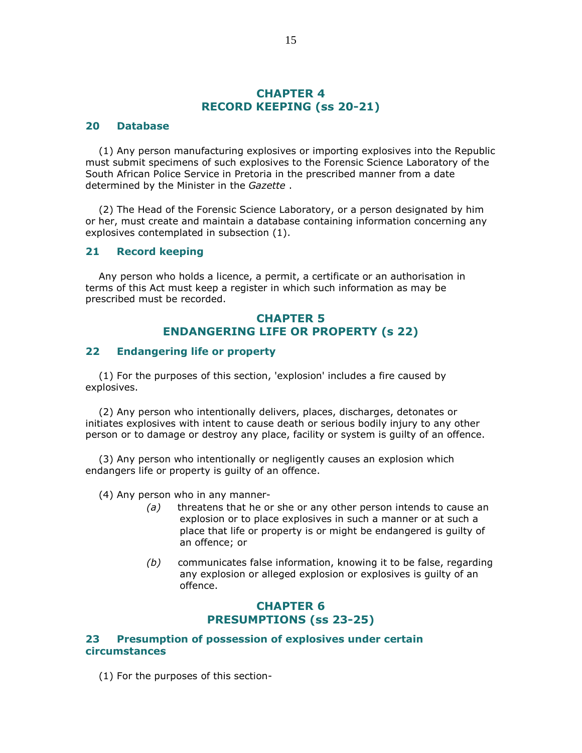## CHAPTER 4
## RECORD KEEPING (ss 20-21)

### 20 Database

(1) Any person manufacturing explosives or importing explosives into the Republic must submit specimens of such explosives to the Forensic Science Laboratory of the South African Police Service in Pretoria in the prescribed manner from a date determined by the Minister in the *Gazette* .

(2) The Head of the Forensic Science Laboratory, or a person designated by him or her, must create and maintain a database containing information concerning any explosives contemplated in subsection (1).

### 21 Record keeping

Any person who holds a licence, a permit, a certificate or an authorisation in terms of this Act must keep a register in which such information as may be prescribed must be recorded.

## CHAPTER 5
## ENDANGERING LIFE OR PROPERTY (s 22)

### 22 Endangering life or property

(1) For the purposes of this section, 'explosion' includes a fire caused by explosives.

(2) Any person who intentionally delivers, places, discharges, detonates or initiates explosives with intent to cause death or serious bodily injury to any other person or to damage or destroy any place, facility or system is guilty of an offence.

(3) Any person who intentionally or negligently causes an explosion which endangers life or property is guilty of an offence.

(4) Any person who in any manner-

*(a)* threatens that he or she or any other person intends to cause an explosion or to place explosives in such a manner or at such a place that life or property is or might be endangered is guilty of an offence; or

*(b)* communicates false information, knowing it to be false, regarding any explosion or alleged explosion or explosives is guilty of an offence.

## CHAPTER 6
## PRESUMPTIONS (ss 23-25)

### 23 Presumption of possession of explosives under certain circumstances

(1) For the purposes of this section-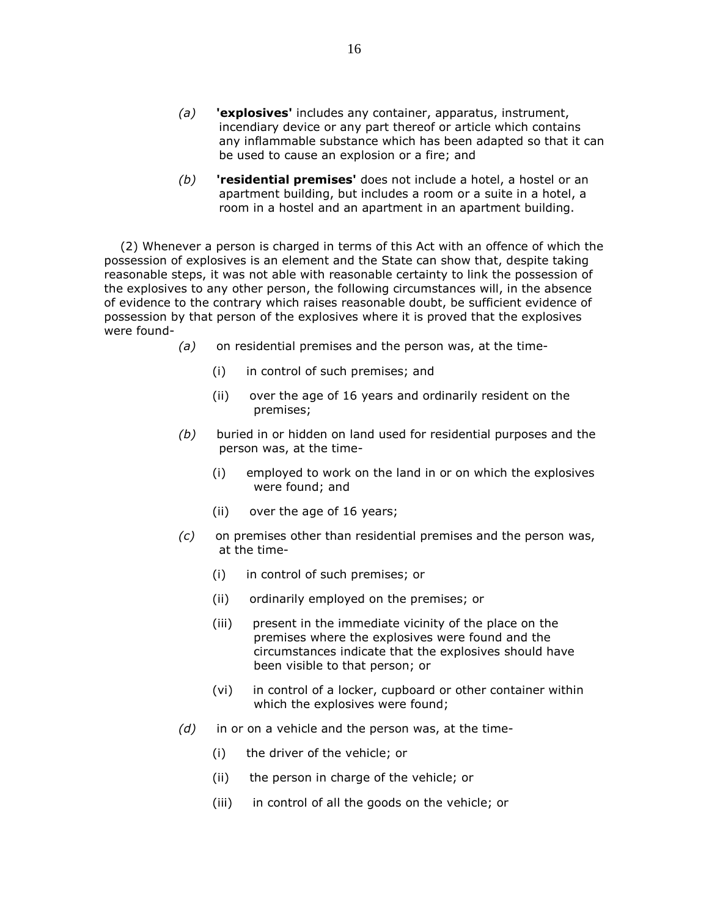*(a)* **'explosives'** includes any container, apparatus, instrument, incendiary device or any part thereof or article which contains any inflammable substance which has been adapted so that it can be used to cause an explosion or a fire; and

*(b)* **'residential premises'** does not include a hotel, a hostel or an apartment building, but includes a room or a suite in a hotel, a room in a hostel and an apartment in an apartment building.

(2) Whenever a person is charged in terms of this Act with an offence of which the possession of explosives is an element and the State can show that, despite taking reasonable steps, it was not able with reasonable certainty to link the possession of the explosives to any other person, the following circumstances will, in the absence of evidence to the contrary which raises reasonable doubt, be sufficient evidence of possession by that person of the explosives where it is proved that the explosives were found-

*(a)* on residential premises and the person was, at the time-

(i) in control of such premises; and

(ii) over the age of 16 years and ordinarily resident on the premises;

*(b)* buried in or hidden on land used for residential purposes and the person was, at the time-

(i) employed to work on the land in or on which the explosives were found; and

(ii) over the age of 16 years;

*(c)* on premises other than residential premises and the person was, at the time-

(i) in control of such premises; or

(ii) ordinarily employed on the premises; or

(iii) present in the immediate vicinity of the place on the premises where the explosives were found and the circumstances indicate that the explosives should have been visible to that person; or

(vi) in control of a locker, cupboard or other container within which the explosives were found;

*(d)* in or on a vehicle and the person was, at the time-

(i) the driver of the vehicle; or

(ii) the person in charge of the vehicle; or

(iii) in control of all the goods on the vehicle; or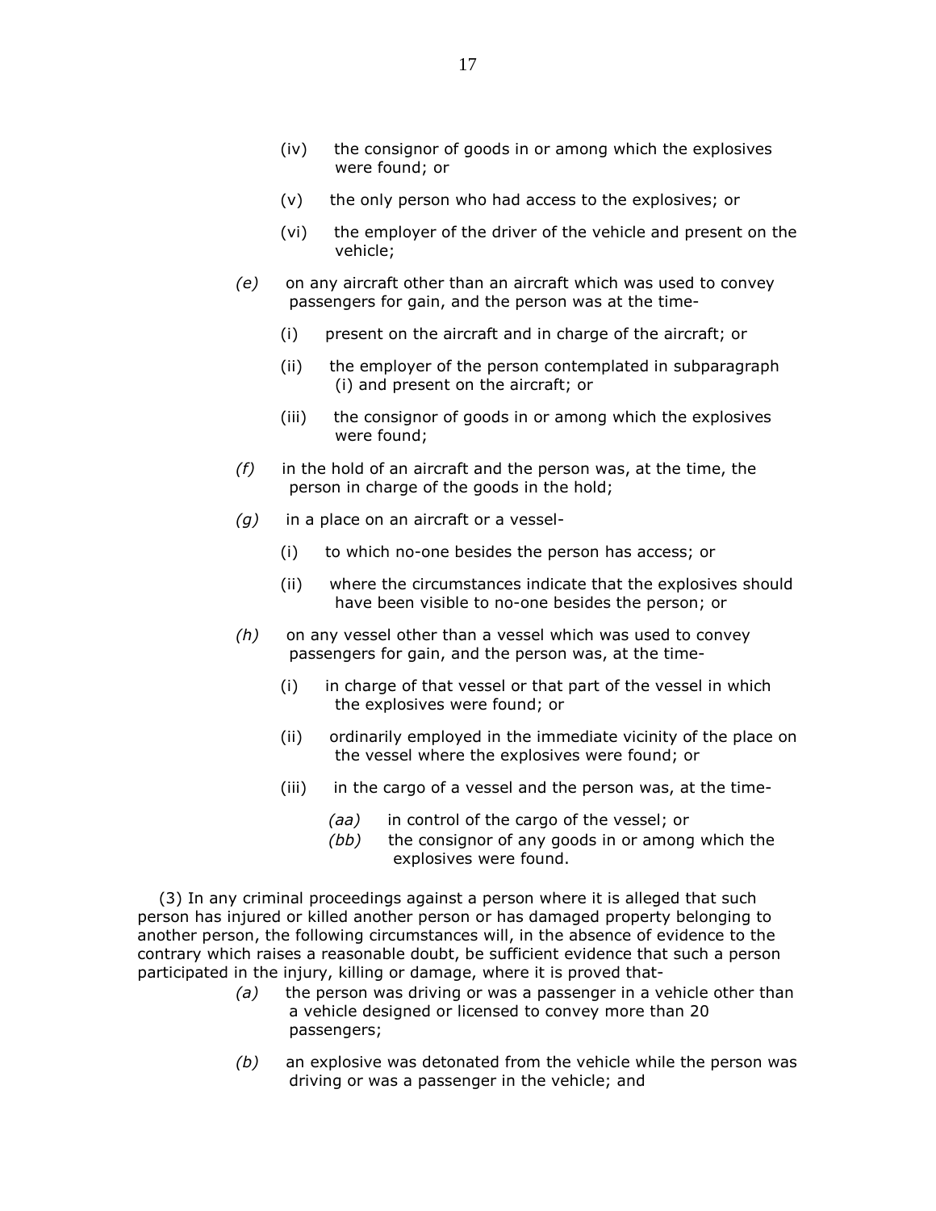(iv) the consignor of goods in or among which the explosives were found; or

(v) the only person who had access to the explosives; or

(vi) the employer of the driver of the vehicle and present on the vehicle;

*(e)* on any aircraft other than an aircraft which was used to convey passengers for gain, and the person was at the time-

(i) present on the aircraft and in charge of the aircraft; or

(ii) the employer of the person contemplated in subparagraph (i) and present on the aircraft; or

(iii) the consignor of goods in or among which the explosives were found;

*(f)* in the hold of an aircraft and the person was, at the time, the person in charge of the goods in the hold;

*(g)* in a place on an aircraft or a vessel-

(i) to which no-one besides the person has access; or

(ii) where the circumstances indicate that the explosives should have been visible to no-one besides the person; or

*(h)* on any vessel other than a vessel which was used to convey passengers for gain, and the person was, at the time-

(i) in charge of that vessel or that part of the vessel in which the explosives were found; or

(ii) ordinarily employed in the immediate vicinity of the place on the vessel where the explosives were found; or

(iii) in the cargo of a vessel and the person was, at the time-

*(aa)* in control of the cargo of the vessel; or

*(bb)* the consignor of any goods in or among which the explosives were found.

(3) In any criminal proceedings against a person where it is alleged that such person has injured or killed another person or has damaged property belonging to another person, the following circumstances will, in the absence of evidence to the contrary which raises a reasonable doubt, be sufficient evidence that such a person participated in the injury, killing or damage, where it is proved that-

*(a)* the person was driving or was a passenger in a vehicle other than a vehicle designed or licensed to convey more than 20 passengers;

*(b)* an explosive was detonated from the vehicle while the person was driving or was a passenger in the vehicle; and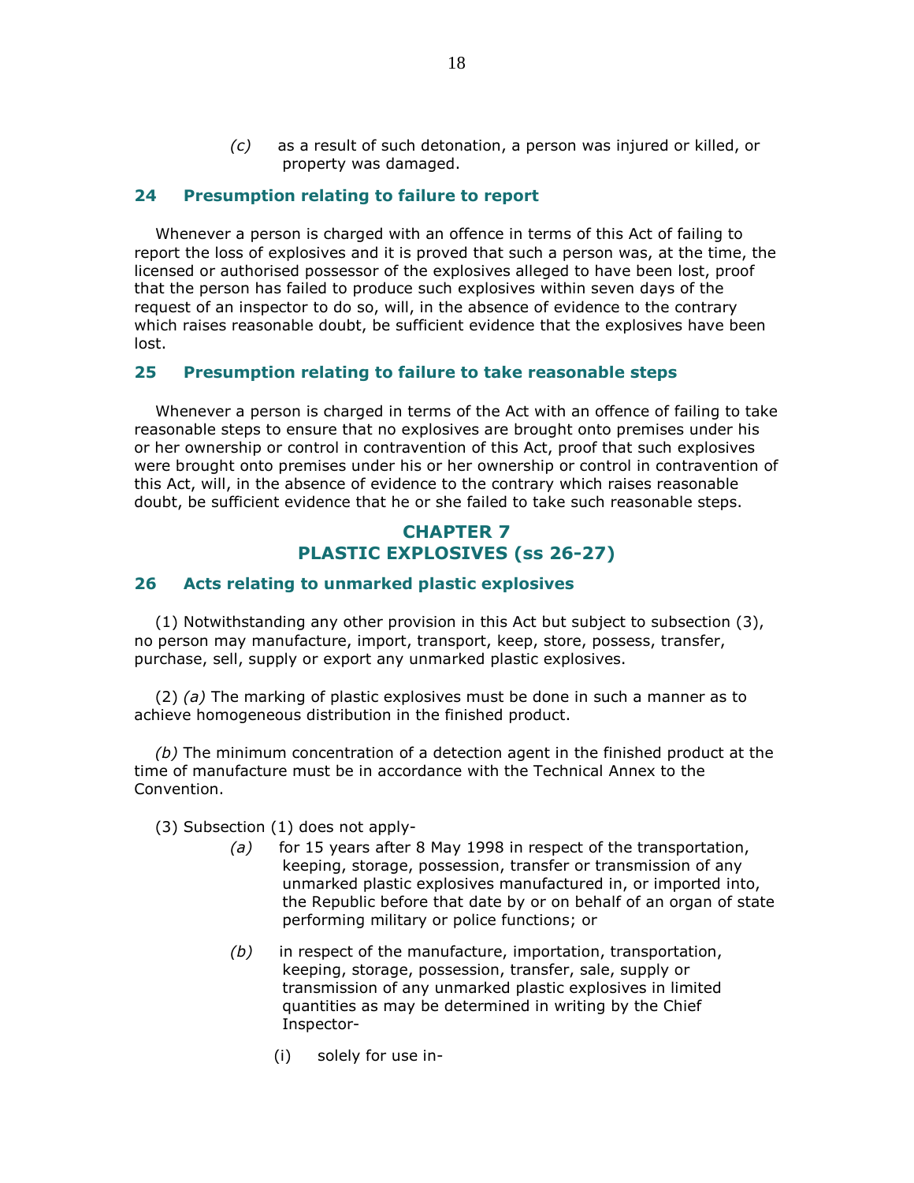(c) as a result of such detonation, a person was injured or killed, or property was damaged.

### 24 Presumption relating to failure to report

Whenever a person is charged with an offence in terms of this Act of failing to report the loss of explosives and it is proved that such a person was, at the time, the licensed or authorised possessor of the explosives alleged to have been lost, proof that the person has failed to produce such explosives within seven days of the request of an inspector to do so, will, in the absence of evidence to the contrary which raises reasonable doubt, be sufficient evidence that the explosives have been lost.

### 25 Presumption relating to failure to take reasonable steps

Whenever a person is charged in terms of the Act with an offence of failing to take reasonable steps to ensure that no explosives are brought onto premises under his or her ownership or control in contravention of this Act, proof that such explosives were brought onto premises under his or her ownership or control in contravention of this Act, will, in the absence of evidence to the contrary which raises reasonable doubt, be sufficient evidence that he or she failed to take such reasonable steps.

## CHAPTER 7
## PLASTIC EXPLOSIVES (ss 26-27)

### 26 Acts relating to unmarked plastic explosives

(1) Notwithstanding any other provision in this Act but subject to subsection (3), no person may manufacture, import, transport, keep, store, possess, transfer, purchase, sell, supply or export any unmarked plastic explosives.

(2) *(a)* The marking of plastic explosives must be done in such a manner as to achieve homogeneous distribution in the finished product.

*(b)* The minimum concentration of a detection agent in the finished product at the time of manufacture must be in accordance with the Technical Annex to the Convention.

(3) Subsection (1) does not apply-

*(a)* for 15 years after 8 May 1998 in respect of the transportation, keeping, storage, possession, transfer or transmission of any unmarked plastic explosives manufactured in, or imported into, the Republic before that date by or on behalf of an organ of state performing military or police functions; or

*(b)* in respect of the manufacture, importation, transportation, keeping, storage, possession, transfer, sale, supply or transmission of any unmarked plastic explosives in limited quantities as may be determined in writing by the Chief Inspector-

(i) solely for use in-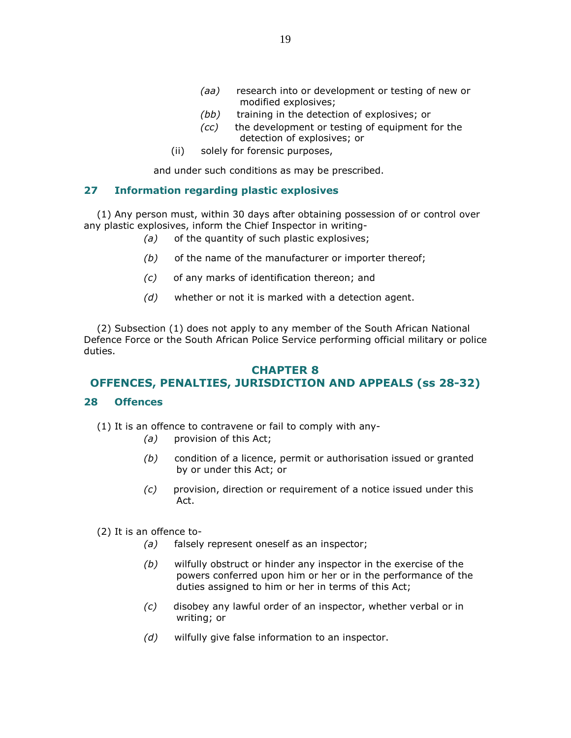(*aa*) research into or development or testing of new or modified explosives;

(*bb*) training in the detection of explosives; or

(*cc*) the development or testing of equipment for the detection of explosives; or

(ii) solely for forensic purposes,

and under such conditions as may be prescribed.

### 27 Information regarding plastic explosives

(1) Any person must, within 30 days after obtaining possession of or control over any plastic explosives, inform the Chief Inspector in writing-

(*a*) of the quantity of such plastic explosives;

(*b*) of the name of the manufacturer or importer thereof;

(*c*) of any marks of identification thereon; and

(*d*) whether or not it is marked with a detection agent.

(2) Subsection (1) does not apply to any member of the South African National Defence Force or the South African Police Service performing official military or police duties.

## CHAPTER 8
## OFFENCES, PENALTIES, JURISDICTION AND APPEALS (ss 28-32)

### 28 Offences

(1) It is an offence to contravene or fail to comply with any-

(*a*) provision of this Act;

(*b*) condition of a licence, permit or authorisation issued or granted by or under this Act; or

(*c*) provision, direction or requirement of a notice issued under this Act.

(2) It is an offence to-

(*a*) falsely represent oneself as an inspector;

(*b*) wilfully obstruct or hinder any inspector in the exercise of the powers conferred upon him or her or in the performance of the duties assigned to him or her in terms of this Act;

(*c*) disobey any lawful order of an inspector, whether verbal or in writing; or

(*d*) wilfully give false information to an inspector.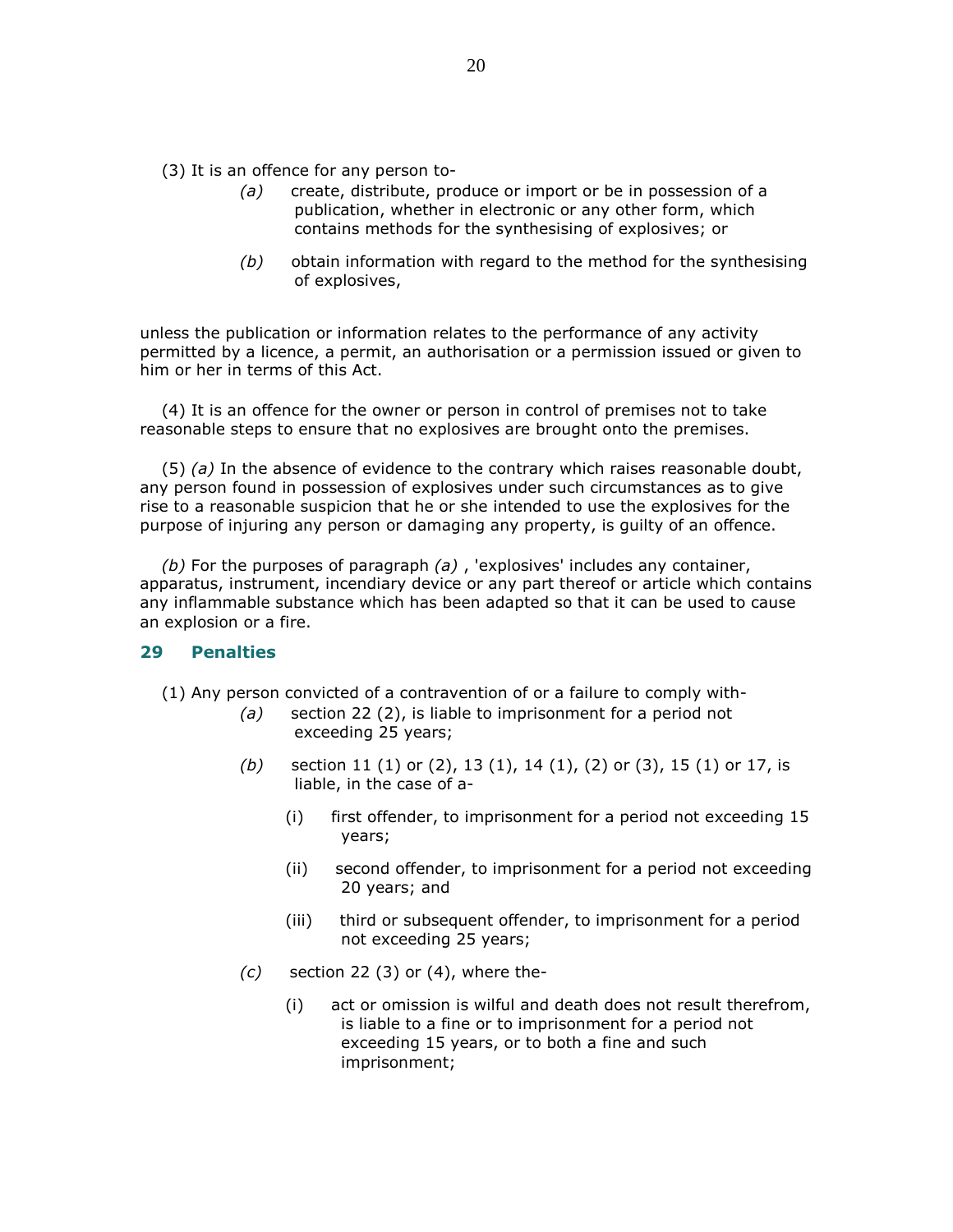(3) It is an offence for any person to-

*(a)* create, distribute, produce or import or be in possession of a publication, whether in electronic or any other form, which contains methods for the synthesising of explosives; or

*(b)* obtain information with regard to the method for the synthesising of explosives,

unless the publication or information relates to the performance of any activity permitted by a licence, a permit, an authorisation or a permission issued or given to him or her in terms of this Act.

(4) It is an offence for the owner or person in control of premises not to take reasonable steps to ensure that no explosives are brought onto the premises.

(5) *(a)* In the absence of evidence to the contrary which raises reasonable doubt, any person found in possession of explosives under such circumstances as to give rise to a reasonable suspicion that he or she intended to use the explosives for the purpose of injuring any person or damaging any property, is guilty of an offence.

*(b)* For the purposes of paragraph *(a)* , 'explosives' includes any container, apparatus, instrument, incendiary device or any part thereof or article which contains any inflammable substance which has been adapted so that it can be used to cause an explosion or a fire.

## 29 Penalties

(1) Any person convicted of a contravention of or a failure to comply with-

*(a)* section 22 (2), is liable to imprisonment for a period not exceeding 25 years;

*(b)* section 11 (1) or (2), 13 (1), 14 (1), (2) or (3), 15 (1) or 17, is liable, in the case of a-

(i) first offender, to imprisonment for a period not exceeding 15 years;

(ii) second offender, to imprisonment for a period not exceeding 20 years; and

(iii) third or subsequent offender, to imprisonment for a period not exceeding 25 years;

*(c)* section 22 (3) or (4), where the-

(i) act or omission is wilful and death does not result therefrom, is liable to a fine or to imprisonment for a period not exceeding 15 years, or to both a fine and such imprisonment;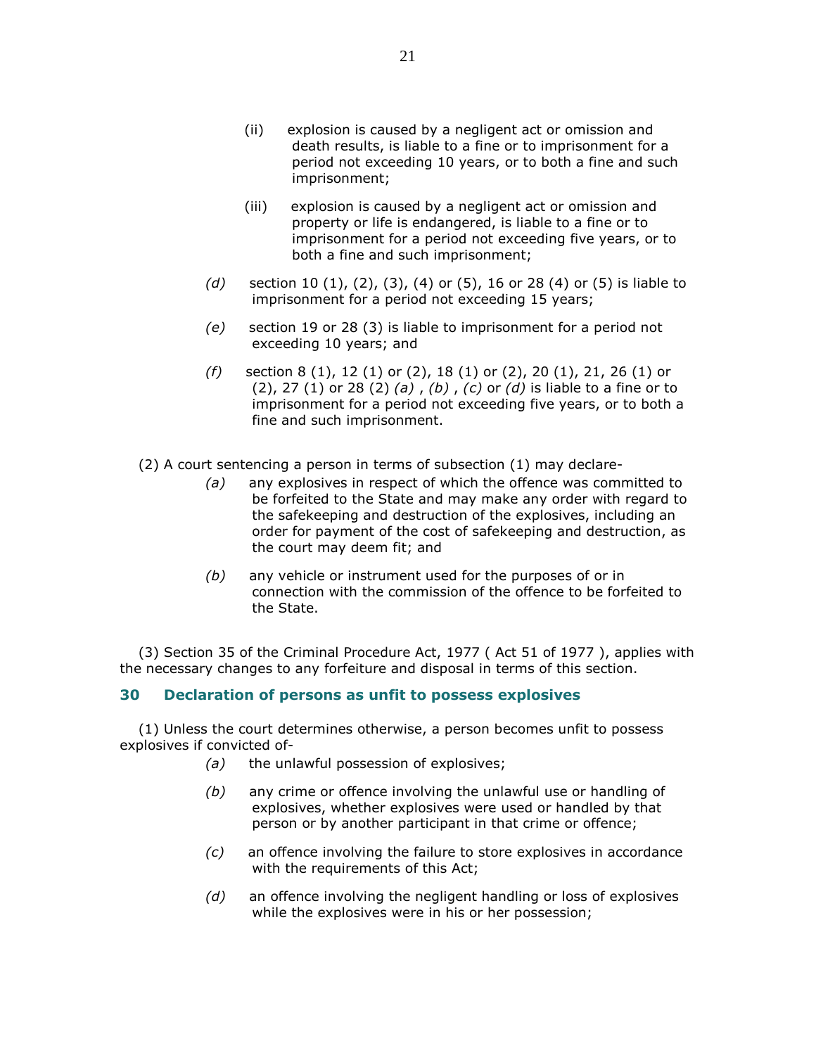(ii) explosion is caused by a negligent act or omission and death results, is liable to a fine or to imprisonment for a period not exceeding 10 years, or to both a fine and such imprisonment;

(iii) explosion is caused by a negligent act or omission and property or life is endangered, is liable to a fine or to imprisonment for a period not exceeding five years, or to both a fine and such imprisonment;

*(d)* section 10 (1), (2), (3), (4) or (5), 16 or 28 (4) or (5) is liable to imprisonment for a period not exceeding 15 years;

*(e)* section 19 or 28 (3) is liable to imprisonment for a period not exceeding 10 years; and

*(f)* section 8 (1), 12 (1) or (2), 18 (1) or (2), 20 (1), 21, 26 (1) or (2), 27 (1) or 28 (2) *(a)* , *(b)* , *(c)* or *(d)* is liable to a fine or to imprisonment for a period not exceeding five years, or to both a fine and such imprisonment.

(2) A court sentencing a person in terms of subsection (1) may declare-

*(a)* any explosives in respect of which the offence was committed to be forfeited to the State and may make any order with regard to the safekeeping and destruction of the explosives, including an order for payment of the cost of safekeeping and destruction, as the court may deem fit; and

*(b)* any vehicle or instrument used for the purposes of or in connection with the commission of the offence to be forfeited to the State.

(3) Section 35 of the Criminal Procedure Act, 1977 ( Act 51 of 1977 ), applies with the necessary changes to any forfeiture and disposal in terms of this section.

### 30 Declaration of persons as unfit to possess explosives

(1) Unless the court determines otherwise, a person becomes unfit to possess explosives if convicted of-

*(a)* the unlawful possession of explosives;

*(b)* any crime or offence involving the unlawful use or handling of explosives, whether explosives were used or handled by that person or by another participant in that crime or offence;

*(c)* an offence involving the failure to store explosives in accordance with the requirements of this Act;

*(d)* an offence involving the negligent handling or loss of explosives while the explosives were in his or her possession;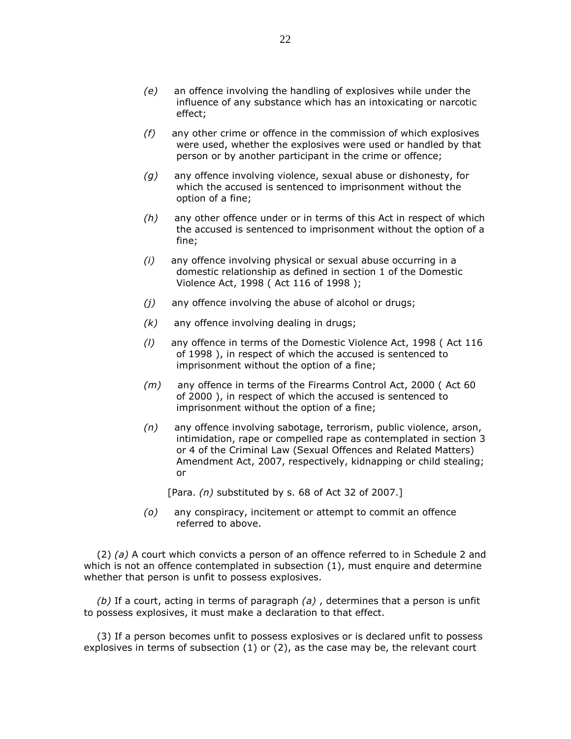*(e)* an offence involving the handling of explosives while under the influence of any substance which has an intoxicating or narcotic effect;

*(f)* any other crime or offence in the commission of which explosives were used, whether the explosives were used or handled by that person or by another participant in the crime or offence;

*(g)* any offence involving violence, sexual abuse or dishonesty, for which the accused is sentenced to imprisonment without the option of a fine;

*(h)* any other offence under or in terms of this Act in respect of which the accused is sentenced to imprisonment without the option of a fine;

*(i)* any offence involving physical or sexual abuse occurring in a domestic relationship as defined in section 1 of the Domestic Violence Act, 1998 ( Act 116 of 1998 );

*(j)* any offence involving the abuse of alcohol or drugs;

*(k)* any offence involving dealing in drugs;

*(l)* any offence in terms of the Domestic Violence Act, 1998 ( Act 116 of 1998 ), in respect of which the accused is sentenced to imprisonment without the option of a fine;

*(m)* any offence in terms of the Firearms Control Act, 2000 ( Act 60 of 2000 ), in respect of which the accused is sentenced to imprisonment without the option of a fine;

*(n)* any offence involving sabotage, terrorism, public violence, arson, intimidation, rape or compelled rape as contemplated in section 3 or 4 of the Criminal Law (Sexual Offences and Related Matters) Amendment Act, 2007, respectively, kidnapping or child stealing; or

[Para. *(n)* substituted by s. 68 of Act 32 of 2007.]

*(o)* any conspiracy, incitement or attempt to commit an offence referred to above.

(2) *(a)* A court which convicts a person of an offence referred to in Schedule 2 and which is not an offence contemplated in subsection (1), must enquire and determine whether that person is unfit to possess explosives.

*(b)* If a court, acting in terms of paragraph *(a)* , determines that a person is unfit to possess explosives, it must make a declaration to that effect.

(3) If a person becomes unfit to possess explosives or is declared unfit to possess explosives in terms of subsection (1) or (2), as the case may be, the relevant court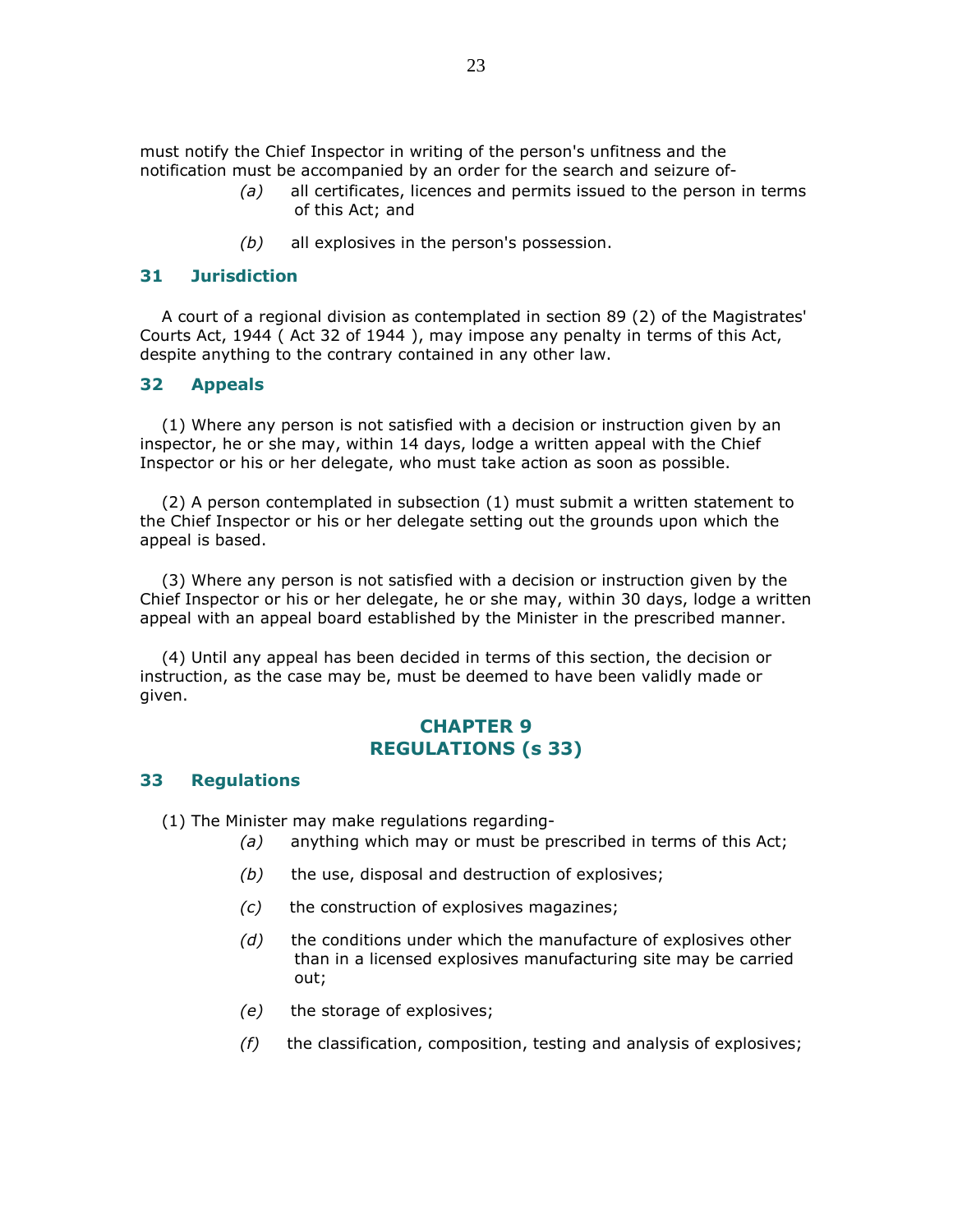must notify the Chief Inspector in writing of the person's unfitness and the notification must be accompanied by an order for the search and seizure of-

*(a)* all certificates, licences and permits issued to the person in terms of this Act; and

*(b)* all explosives in the person's possession.

### 31 Jurisdiction

A court of a regional division as contemplated in section 89 (2) of the Magistrates' Courts Act, 1944 ( Act 32 of 1944 ), may impose any penalty in terms of this Act, despite anything to the contrary contained in any other law.

### 32 Appeals

(1) Where any person is not satisfied with a decision or instruction given by an inspector, he or she may, within 14 days, lodge a written appeal with the Chief Inspector or his or her delegate, who must take action as soon as possible.

(2) A person contemplated in subsection (1) must submit a written statement to the Chief Inspector or his or her delegate setting out the grounds upon which the appeal is based.

(3) Where any person is not satisfied with a decision or instruction given by the Chief Inspector or his or her delegate, he or she may, within 30 days, lodge a written appeal with an appeal board established by the Minister in the prescribed manner.

(4) Until any appeal has been decided in terms of this section, the decision or instruction, as the case may be, must be deemed to have been validly made or given.

## CHAPTER 9
## REGULATIONS (s 33)

### 33 Regulations

(1) The Minister may make regulations regarding-

*(a)* anything which may or must be prescribed in terms of this Act;

*(b)* the use, disposal and destruction of explosives;

*(c)* the construction of explosives magazines;

*(d)* the conditions under which the manufacture of explosives other than in a licensed explosives manufacturing site may be carried out;

*(e)* the storage of explosives;

*(f)* the classification, composition, testing and analysis of explosives;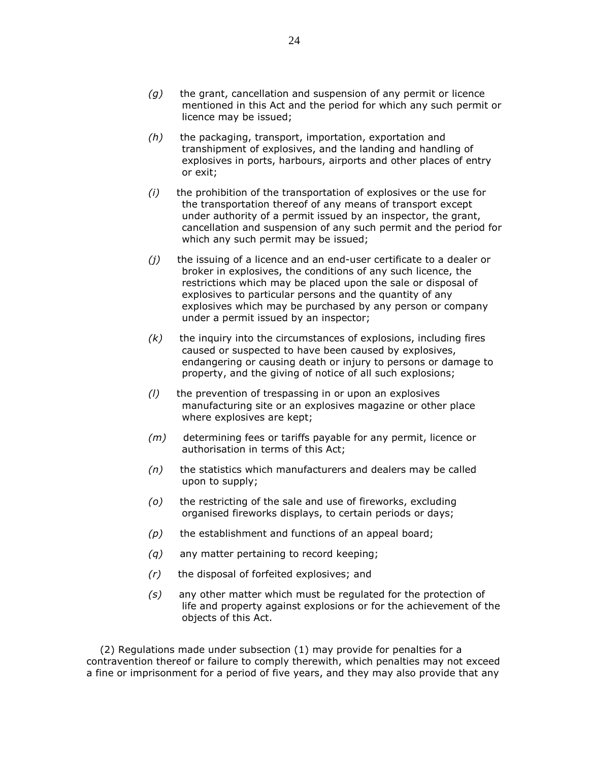*(g)* the grant, cancellation and suspension of any permit or licence mentioned in this Act and the period for which any such permit or licence may be issued;

*(h)* the packaging, transport, importation, exportation and transhipment of explosives, and the landing and handling of explosives in ports, harbours, airports and other places of entry or exit;

*(i)* the prohibition of the transportation of explosives or the use for the transportation thereof of any means of transport except under authority of a permit issued by an inspector, the grant, cancellation and suspension of any such permit and the period for which any such permit may be issued;

*(j)* the issuing of a licence and an end-user certificate to a dealer or broker in explosives, the conditions of any such licence, the restrictions which may be placed upon the sale or disposal of explosives to particular persons and the quantity of any explosives which may be purchased by any person or company under a permit issued by an inspector;

*(k)* the inquiry into the circumstances of explosions, including fires caused or suspected to have been caused by explosives, endangering or causing death or injury to persons or damage to property, and the giving of notice of all such explosions;

*(l)* the prevention of trespassing in or upon an explosives manufacturing site or an explosives magazine or other place where explosives are kept;

*(m)* determining fees or tariffs payable for any permit, licence or authorisation in terms of this Act;

*(n)* the statistics which manufacturers and dealers may be called upon to supply;

*(o)* the restricting of the sale and use of fireworks, excluding organised fireworks displays, to certain periods or days;

*(p)* the establishment and functions of an appeal board;

*(q)* any matter pertaining to record keeping;

*(r)* the disposal of forfeited explosives; and

*(s)* any other matter which must be regulated for the protection of life and property against explosions or for the achievement of the objects of this Act.

(2) Regulations made under subsection (1) may provide for penalties for a contravention thereof or failure to comply therewith, which penalties may not exceed a fine or imprisonment for a period of five years, and they may also provide that any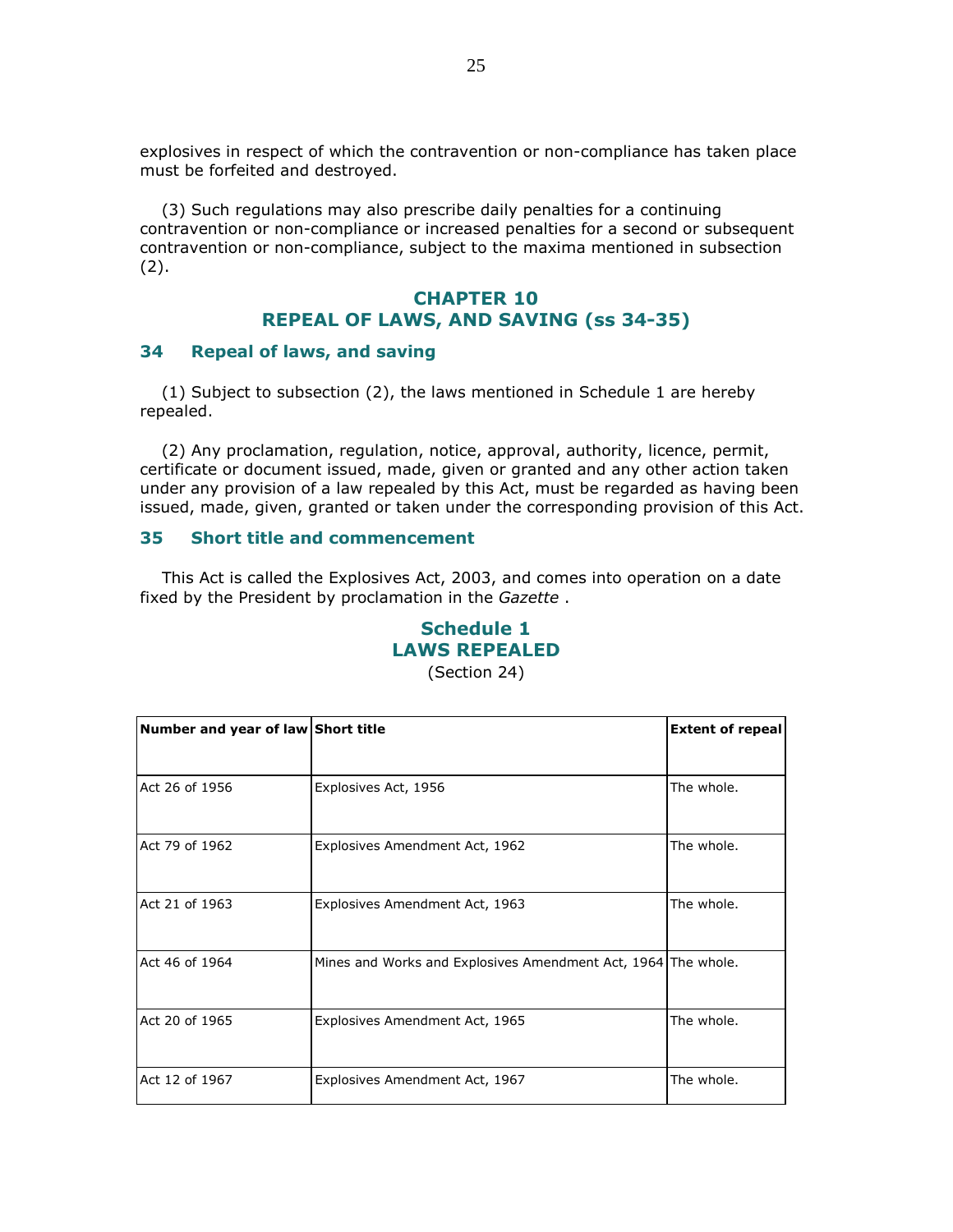explosives in respect of which the contravention or non-compliance has taken place must be forfeited and destroyed.

(3) Such regulations may also prescribe daily penalties for a continuing contravention or non-compliance or increased penalties for a second or subsequent contravention or non-compliance, subject to the maxima mentioned in subsection (2).

## CHAPTER 10
## REPEAL OF LAWS, AND SAVING (ss 34-35)

### 34 Repeal of laws, and saving

(1) Subject to subsection (2), the laws mentioned in Schedule 1 are hereby repealed.

(2) Any proclamation, regulation, notice, approval, authority, licence, permit, certificate or document issued, made, given or granted and any other action taken under any provision of a law repealed by this Act, must be regarded as having been issued, made, given, granted or taken under the corresponding provision of this Act.

### 35 Short title and commencement

This Act is called the Explosives Act, 2003, and comes into operation on a date fixed by the President by proclamation in the *Gazette* .

## Schedule 1
## LAWS REPEALED

(Section 24)

| Number and year of law | Short title | Extent of repeal |
|---|---|---|
| Act 26 of 1956 | Explosives Act, 1956 | The whole. |
| Act 79 of 1962 | Explosives Amendment Act, 1962 | The whole. |
| Act 21 of 1963 | Explosives Amendment Act, 1963 | The whole. |
| Act 46 of 1964 | Mines and Works and Explosives Amendment Act, 1964 | The whole. |
| Act 20 of 1965 | Explosives Amendment Act, 1965 | The whole. |
| Act 12 of 1967 | Explosives Amendment Act, 1967 | The whole. |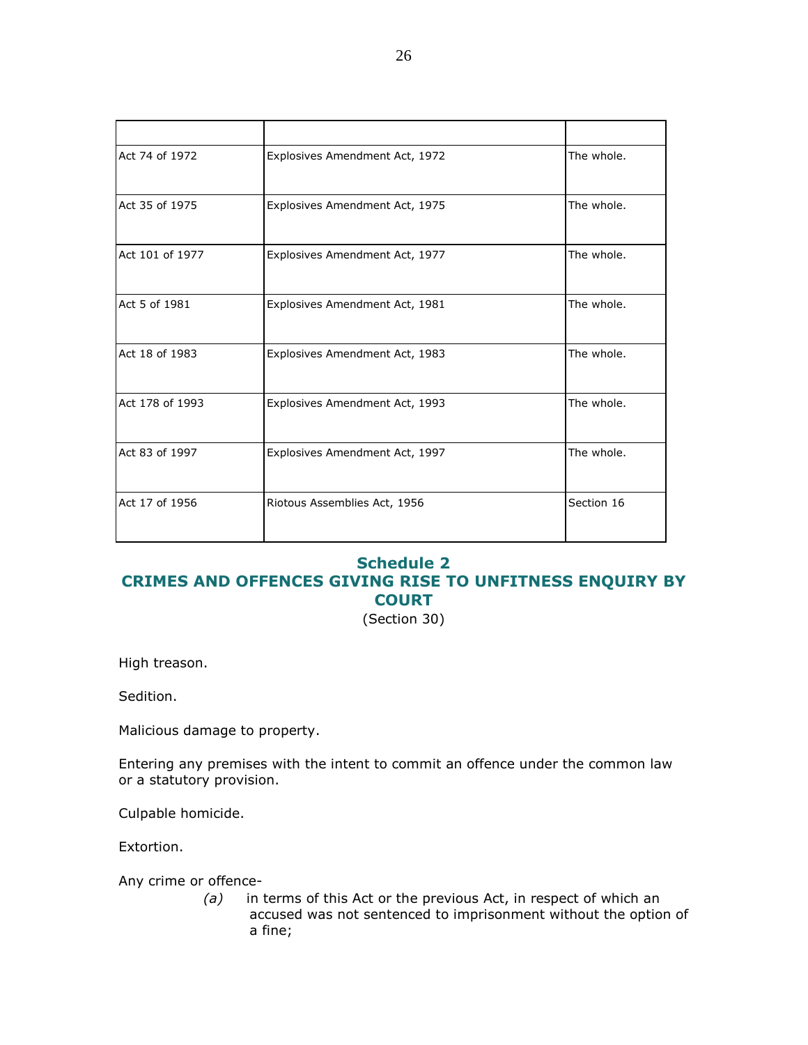| | | |
|---|---|---|
| Act 74 of 1972 | Explosives Amendment Act, 1972 | The whole. |
| Act 35 of 1975 | Explosives Amendment Act, 1975 | The whole. |
| Act 101 of 1977 | Explosives Amendment Act, 1977 | The whole. |
| Act 5 of 1981 | Explosives Amendment Act, 1981 | The whole. |
| Act 18 of 1983 | Explosives Amendment Act, 1983 | The whole. |
| Act 178 of 1993 | Explosives Amendment Act, 1993 | The whole. |
| Act 83 of 1997 | Explosives Amendment Act, 1997 | The whole. |
| Act 17 of 1956 | Riotous Assemblies Act, 1956 | Section 16 |

## Schedule 2
## CRIMES AND OFFENCES GIVING RISE TO UNFITNESS ENQUIRY BY COURT

(Section 30)

High treason.

Sedition.

Malicious damage to property.

Entering any premises with the intent to commit an offence under the common law or a statutory provision.

Culpable homicide.

Extortion.

Any crime or offence-

*(a)* in terms of this Act or the previous Act, in respect of which an accused was not sentenced to imprisonment without the option of a fine;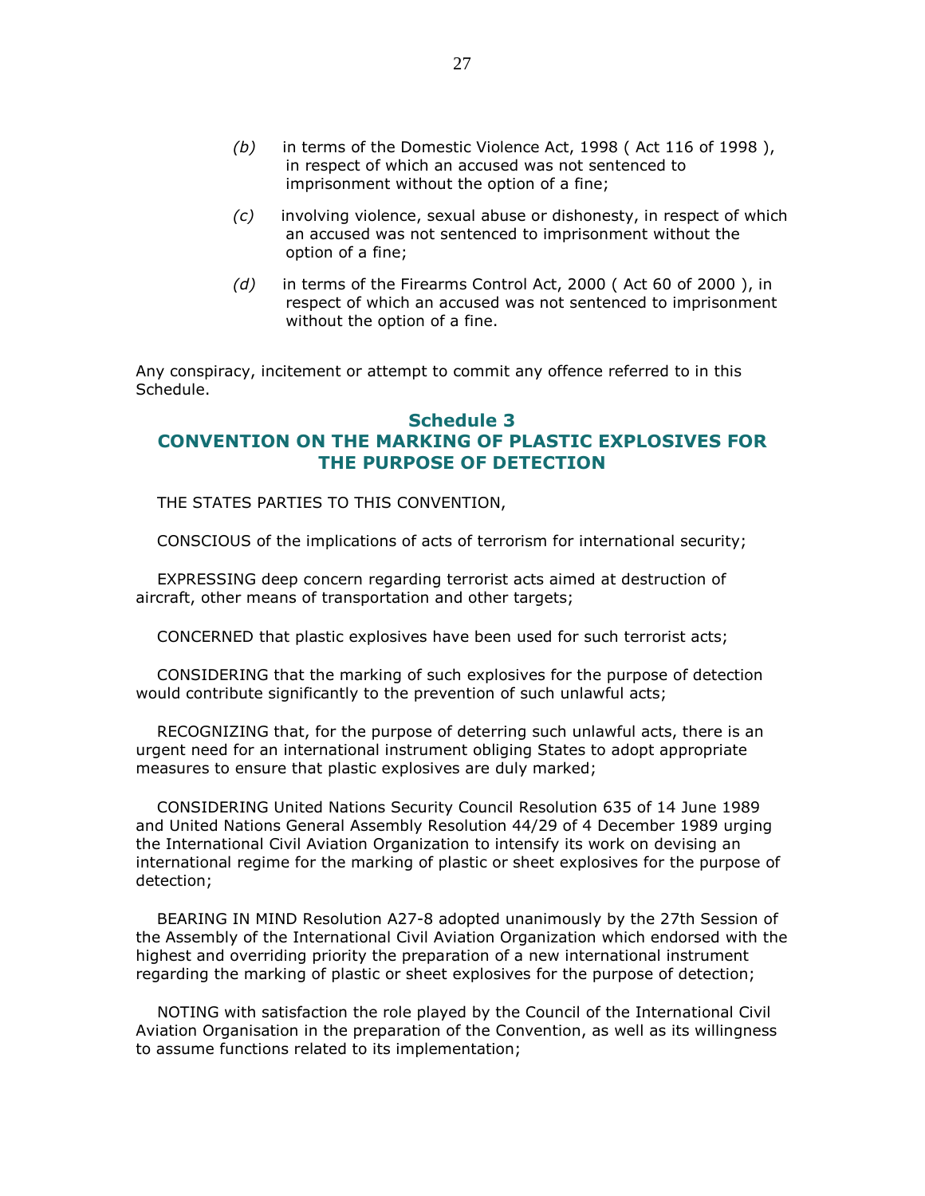*(b)* in terms of the Domestic Violence Act, 1998 ( Act 116 of 1998 ), in respect of which an accused was not sentenced to imprisonment without the option of a fine;

*(c)* involving violence, sexual abuse or dishonesty, in respect of which an accused was not sentenced to imprisonment without the option of a fine;

*(d)* in terms of the Firearms Control Act, 2000 ( Act 60 of 2000 ), in respect of which an accused was not sentenced to imprisonment without the option of a fine.

Any conspiracy, incitement or attempt to commit any offence referred to in this Schedule.

## Schedule 3
## CONVENTION ON THE MARKING OF PLASTIC EXPLOSIVES FOR THE PURPOSE OF DETECTION

THE STATES PARTIES TO THIS CONVENTION,

CONSCIOUS of the implications of acts of terrorism for international security;

EXPRESSING deep concern regarding terrorist acts aimed at destruction of aircraft, other means of transportation and other targets;

CONCERNED that plastic explosives have been used for such terrorist acts;

CONSIDERING that the marking of such explosives for the purpose of detection would contribute significantly to the prevention of such unlawful acts;

RECOGNIZING that, for the purpose of deterring such unlawful acts, there is an urgent need for an international instrument obliging States to adopt appropriate measures to ensure that plastic explosives are duly marked;

CONSIDERING United Nations Security Council Resolution 635 of 14 June 1989 and United Nations General Assembly Resolution 44/29 of 4 December 1989 urging the International Civil Aviation Organization to intensify its work on devising an international regime for the marking of plastic or sheet explosives for the purpose of detection;

BEARING IN MIND Resolution A27-8 adopted unanimously by the 27th Session of the Assembly of the International Civil Aviation Organization which endorsed with the highest and overriding priority the preparation of a new international instrument regarding the marking of plastic or sheet explosives for the purpose of detection;

NOTING with satisfaction the role played by the Council of the International Civil Aviation Organisation in the preparation of the Convention, as well as its willingness to assume functions related to its implementation;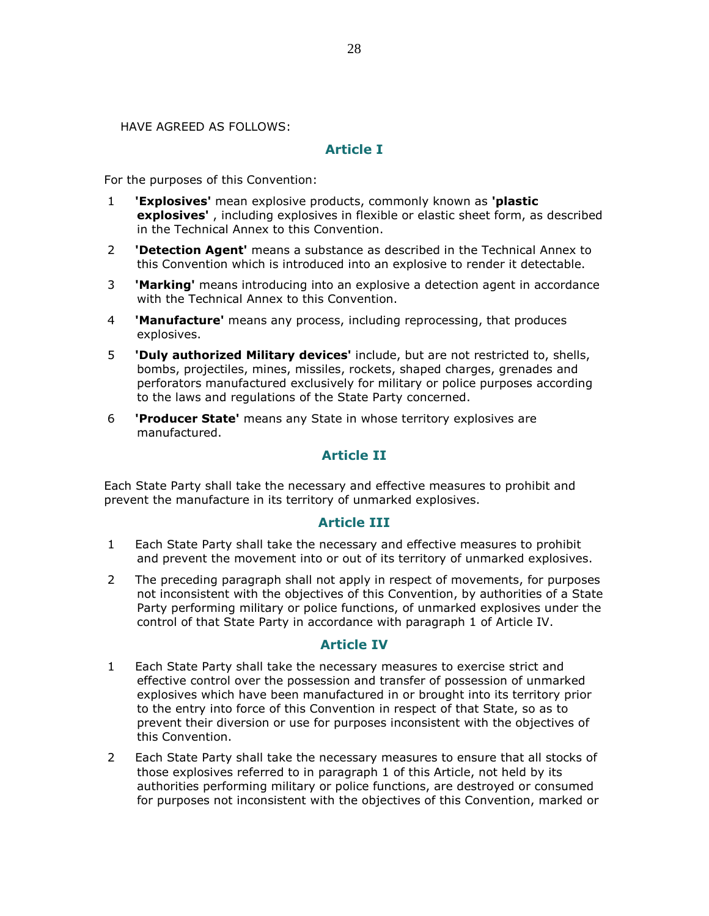HAVE AGREED AS FOLLOWS:

## Article I

For the purposes of this Convention:

1 **'Explosives'** mean explosive products, commonly known as **'plastic explosives'** , including explosives in flexible or elastic sheet form, as described in the Technical Annex to this Convention.

2 **'Detection Agent'** means a substance as described in the Technical Annex to this Convention which is introduced into an explosive to render it detectable.

3 **'Marking'** means introducing into an explosive a detection agent in accordance with the Technical Annex to this Convention.

4 **'Manufacture'** means any process, including reprocessing, that produces explosives.

5 **'Duly authorized Military devices'** include, but are not restricted to, shells, bombs, projectiles, mines, missiles, rockets, shaped charges, grenades and perforators manufactured exclusively for military or police purposes according to the laws and regulations of the State Party concerned.

6 **'Producer State'** means any State in whose territory explosives are manufactured.

## Article II

Each State Party shall take the necessary and effective measures to prohibit and prevent the manufacture in its territory of unmarked explosives.

## Article III

1 Each State Party shall take the necessary and effective measures to prohibit and prevent the movement into or out of its territory of unmarked explosives.

2 The preceding paragraph shall not apply in respect of movements, for purposes not inconsistent with the objectives of this Convention, by authorities of a State Party performing military or police functions, of unmarked explosives under the control of that State Party in accordance with paragraph 1 of Article IV.

## Article IV

1 Each State Party shall take the necessary measures to exercise strict and effective control over the possession and transfer of possession of unmarked explosives which have been manufactured in or brought into its territory prior to the entry into force of this Convention in respect of that State, so as to prevent their diversion or use for purposes inconsistent with the objectives of this Convention.

2 Each State Party shall take the necessary measures to ensure that all stocks of those explosives referred to in paragraph 1 of this Article, not held by its authorities performing military or police functions, are destroyed or consumed for purposes not inconsistent with the objectives of this Convention, marked or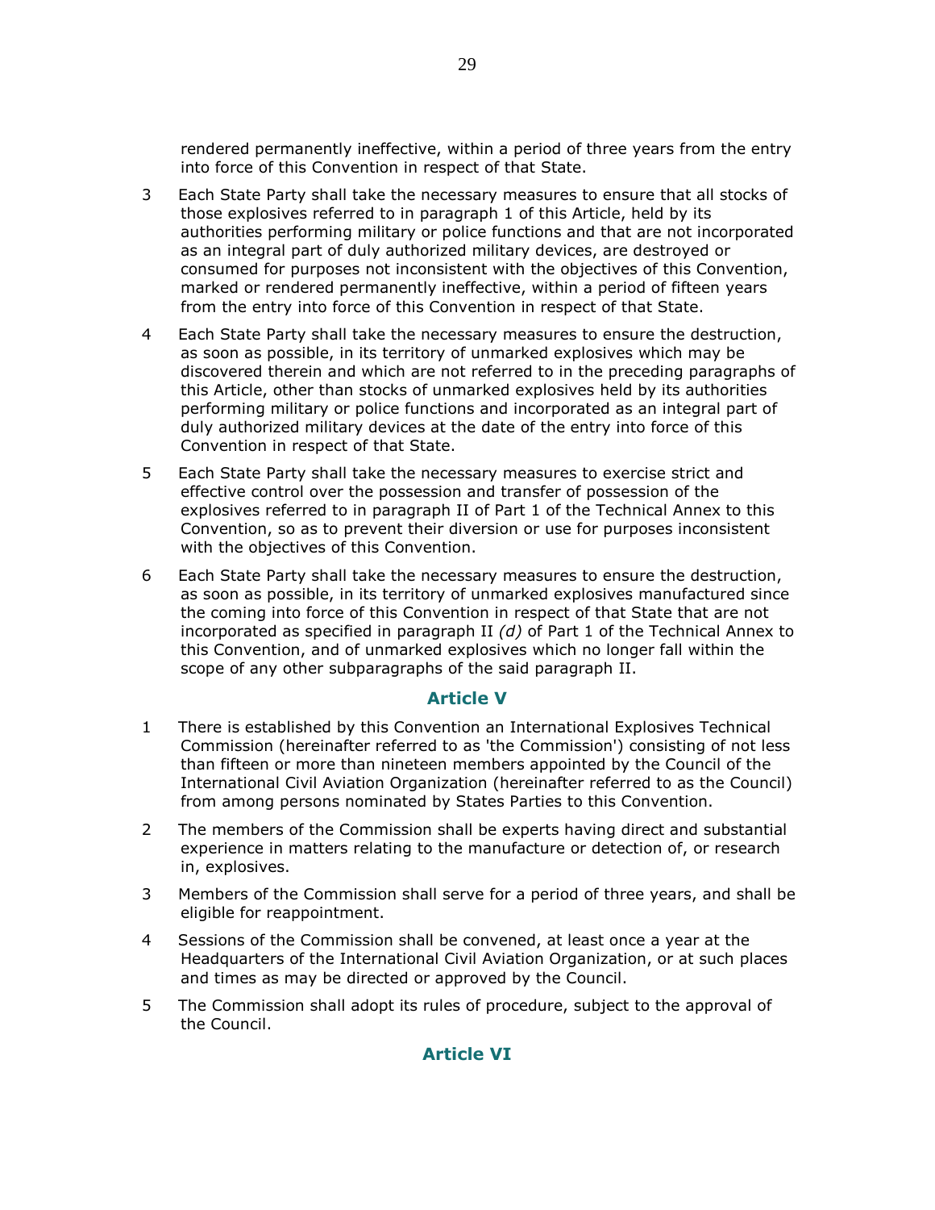rendered permanently ineffective, within a period of three years from the entry into force of this Convention in respect of that State.

3 Each State Party shall take the necessary measures to ensure that all stocks of those explosives referred to in paragraph 1 of this Article, held by its authorities performing military or police functions and that are not incorporated as an integral part of duly authorized military devices, are destroyed or consumed for purposes not inconsistent with the objectives of this Convention, marked or rendered permanently ineffective, within a period of fifteen years from the entry into force of this Convention in respect of that State.

4 Each State Party shall take the necessary measures to ensure the destruction, as soon as possible, in its territory of unmarked explosives which may be discovered therein and which are not referred to in the preceding paragraphs of this Article, other than stocks of unmarked explosives held by its authorities performing military or police functions and incorporated as an integral part of duly authorized military devices at the date of the entry into force of this Convention in respect of that State.

5 Each State Party shall take the necessary measures to exercise strict and effective control over the possession and transfer of possession of the explosives referred to in paragraph II of Part 1 of the Technical Annex to this Convention, so as to prevent their diversion or use for purposes inconsistent with the objectives of this Convention.

6 Each State Party shall take the necessary measures to ensure the destruction, as soon as possible, in its territory of unmarked explosives manufactured since the coming into force of this Convention in respect of that State that are not incorporated as specified in paragraph II *(d)* of Part 1 of the Technical Annex to this Convention, and of unmarked explosives which no longer fall within the scope of any other subparagraphs of the said paragraph II.

## Article V

1 There is established by this Convention an International Explosives Technical Commission (hereinafter referred to as 'the Commission') consisting of not less than fifteen or more than nineteen members appointed by the Council of the International Civil Aviation Organization (hereinafter referred to as the Council) from among persons nominated by States Parties to this Convention.

2 The members of the Commission shall be experts having direct and substantial experience in matters relating to the manufacture or detection of, or research in, explosives.

3 Members of the Commission shall serve for a period of three years, and shall be eligible for reappointment.

4 Sessions of the Commission shall be convened, at least once a year at the Headquarters of the International Civil Aviation Organization, or at such places and times as may be directed or approved by the Council.

5 The Commission shall adopt its rules of procedure, subject to the approval of the Council.

## Article VI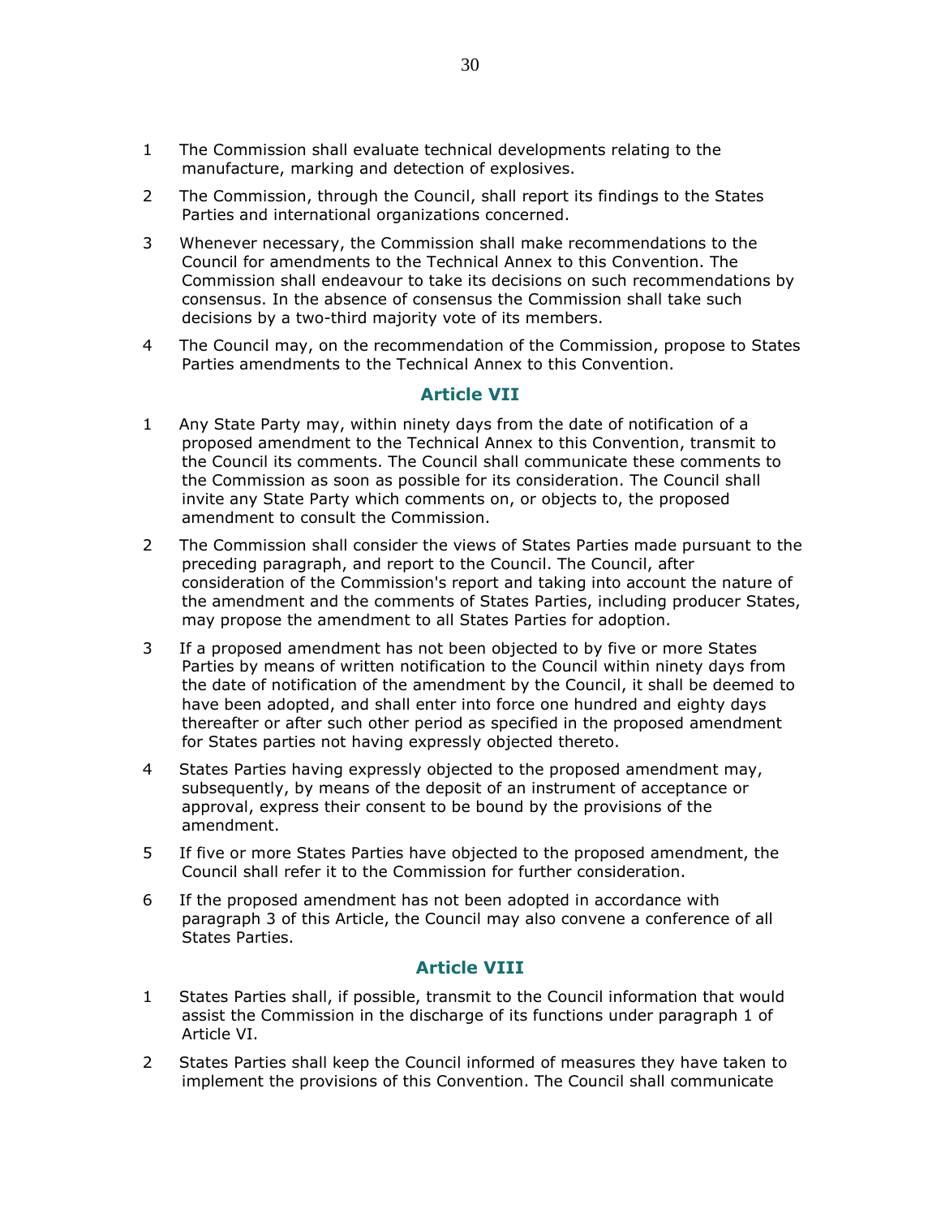1. The Commission shall evaluate technical developments relating to the manufacture, marking and detection of explosives.

2. The Commission, through the Council, shall report its findings to the States Parties and international organizations concerned.

3. Whenever necessary, the Commission shall make recommendations to the Council for amendments to the Technical Annex to this Convention. The Commission shall endeavour to take its decisions on such recommendations by consensus. In the absence of consensus the Commission shall take such decisions by a two-third majority vote of its members.

4. The Council may, on the recommendation of the Commission, propose to States Parties amendments to the Technical Annex to this Convention.

## Article VII

1. Any State Party may, within ninety days from the date of notification of a proposed amendment to the Technical Annex to this Convention, transmit to the Council its comments. The Council shall communicate these comments to the Commission as soon as possible for its consideration. The Council shall invite any State Party which comments on, or objects to, the proposed amendment to consult the Commission.

2. The Commission shall consider the views of States Parties made pursuant to the preceding paragraph, and report to the Council. The Council, after consideration of the Commission's report and taking into account the nature of the amendment and the comments of States Parties, including producer States, may propose the amendment to all States Parties for adoption.

3. If a proposed amendment has not been objected to by five or more States Parties by means of written notification to the Council within ninety days from the date of notification of the amendment by the Council, it shall be deemed to have been adopted, and shall enter into force one hundred and eighty days thereafter or after such other period as specified in the proposed amendment for States parties not having expressly objected thereto.

4. States Parties having expressly objected to the proposed amendment may, subsequently, by means of the deposit of an instrument of acceptance or approval, express their consent to be bound by the provisions of the amendment.

5. If five or more States Parties have objected to the proposed amendment, the Council shall refer it to the Commission for further consideration.

6. If the proposed amendment has not been adopted in accordance with paragraph 3 of this Article, the Council may also convene a conference of all States Parties.

## Article VIII

1. States Parties shall, if possible, transmit to the Council information that would assist the Commission in the discharge of its functions under paragraph 1 of Article VI.

2. States Parties shall keep the Council informed of measures they have taken to implement the provisions of this Convention. The Council shall communicate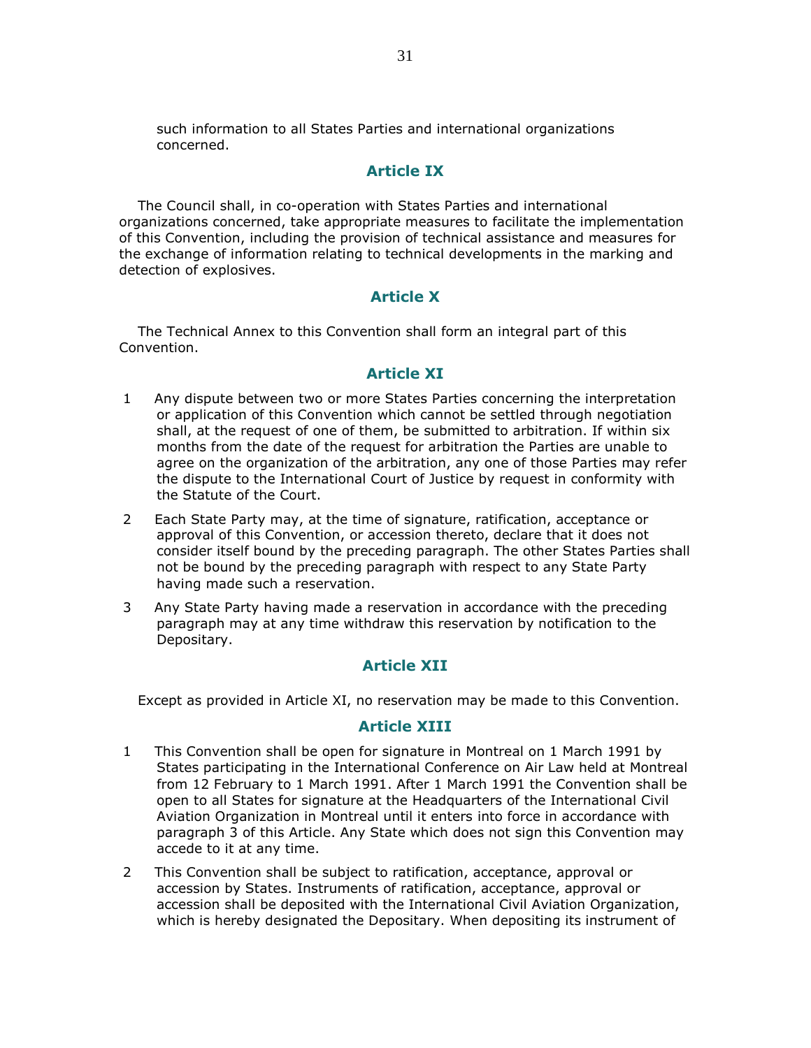such information to all States Parties and international organizations concerned.

## Article IX

The Council shall, in co-operation with States Parties and international organizations concerned, take appropriate measures to facilitate the implementation of this Convention, including the provision of technical assistance and measures for the exchange of information relating to technical developments in the marking and detection of explosives.

## Article X

The Technical Annex to this Convention shall form an integral part of this Convention.

## Article XI

1 Any dispute between two or more States Parties concerning the interpretation or application of this Convention which cannot be settled through negotiation shall, at the request of one of them, be submitted to arbitration. If within six months from the date of the request for arbitration the Parties are unable to agree on the organization of the arbitration, any one of those Parties may refer the dispute to the International Court of Justice by request in conformity with the Statute of the Court.

2 Each State Party may, at the time of signature, ratification, acceptance or approval of this Convention, or accession thereto, declare that it does not consider itself bound by the preceding paragraph. The other States Parties shall not be bound by the preceding paragraph with respect to any State Party having made such a reservation.

3 Any State Party having made a reservation in accordance with the preceding paragraph may at any time withdraw this reservation by notification to the Depositary.

## Article XII

Except as provided in Article XI, no reservation may be made to this Convention.

## Article XIII

1 This Convention shall be open for signature in Montreal on 1 March 1991 by States participating in the International Conference on Air Law held at Montreal from 12 February to 1 March 1991. After 1 March 1991 the Convention shall be open to all States for signature at the Headquarters of the International Civil Aviation Organization in Montreal until it enters into force in accordance with paragraph 3 of this Article. Any State which does not sign this Convention may accede to it at any time.

2 This Convention shall be subject to ratification, acceptance, approval or accession by States. Instruments of ratification, acceptance, approval or accession shall be deposited with the International Civil Aviation Organization, which is hereby designated the Depositary. When depositing its instrument of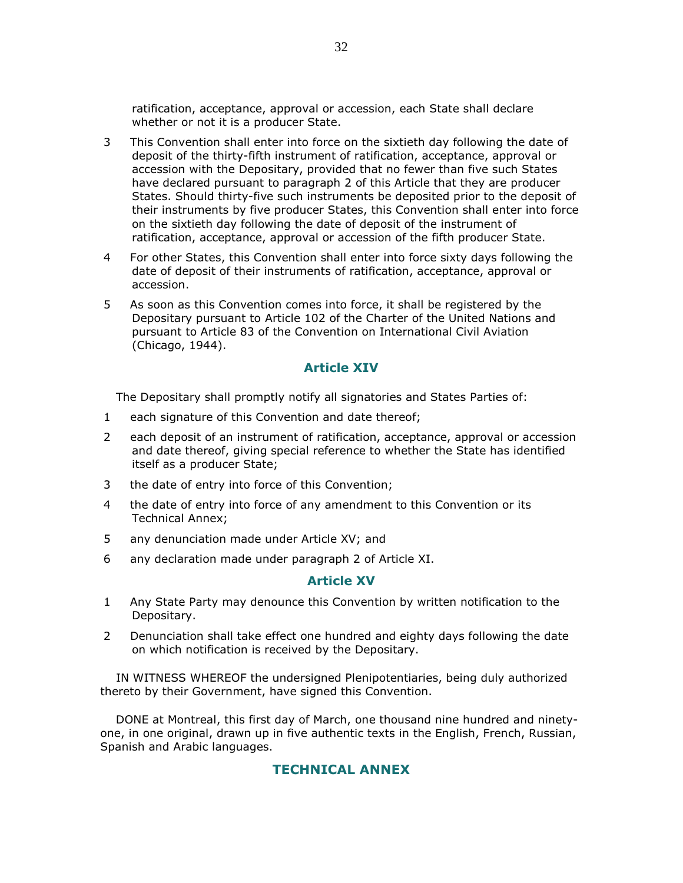ratification, acceptance, approval or accession, each State shall declare whether or not it is a producer State.

3 This Convention shall enter into force on the sixtieth day following the date of deposit of the thirty-fifth instrument of ratification, acceptance, approval or accession with the Depositary, provided that no fewer than five such States have declared pursuant to paragraph 2 of this Article that they are producer States. Should thirty-five such instruments be deposited prior to the deposit of their instruments by five producer States, this Convention shall enter into force on the sixtieth day following the date of deposit of the instrument of ratification, acceptance, approval or accession of the fifth producer State.

4 For other States, this Convention shall enter into force sixty days following the date of deposit of their instruments of ratification, acceptance, approval or accession.

5 As soon as this Convention comes into force, it shall be registered by the Depositary pursuant to Article 102 of the Charter of the United Nations and pursuant to Article 83 of the Convention on International Civil Aviation (Chicago, 1944).

## Article XIV

The Depositary shall promptly notify all signatories and States Parties of:

1 each signature of this Convention and date thereof;

2 each deposit of an instrument of ratification, acceptance, approval or accession and date thereof, giving special reference to whether the State has identified itself as a producer State;

3 the date of entry into force of this Convention;

4 the date of entry into force of any amendment to this Convention or its Technical Annex;

5 any denunciation made under Article XV; and

6 any declaration made under paragraph 2 of Article XI.

## Article XV

1 Any State Party may denounce this Convention by written notification to the Depositary.

2 Denunciation shall take effect one hundred and eighty days following the date on which notification is received by the Depositary.

IN WITNESS WHEREOF the undersigned Plenipotentiaries, being duly authorized thereto by their Government, have signed this Convention.

DONE at Montreal, this first day of March, one thousand nine hundred and ninety-one, in one original, drawn up in five authentic texts in the English, French, Russian, Spanish and Arabic languages.

## TECHNICAL ANNEX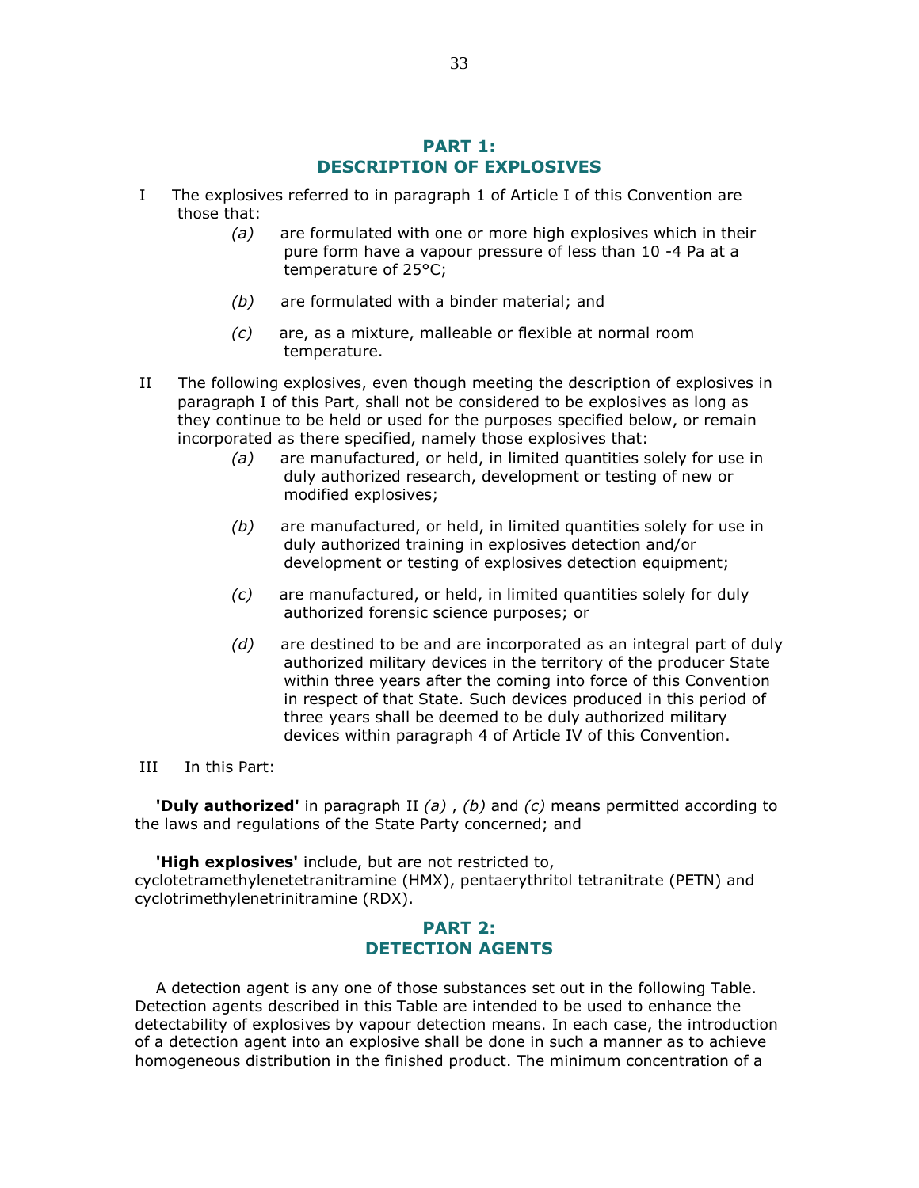## PART 1:
## DESCRIPTION OF EXPLOSIVES

I The explosives referred to in paragraph 1 of Article I of this Convention are those that:

*(a)* are formulated with one or more high explosives which in their pure form have a vapour pressure of less than $10^{-4}$ Pa at a temperature of 25°C;

*(b)* are formulated with a binder material; and

*(c)* are, as a mixture, malleable or flexible at normal room temperature.

II The following explosives, even though meeting the description of explosives in paragraph I of this Part, shall not be considered to be explosives as long as they continue to be held or used for the purposes specified below, or remain incorporated as there specified, namely those explosives that:

*(a)* are manufactured, or held, in limited quantities solely for use in duly authorized research, development or testing of new or modified explosives;

*(b)* are manufactured, or held, in limited quantities solely for use in duly authorized training in explosives detection and/or development or testing of explosives detection equipment;

*(c)* are manufactured, or held, in limited quantities solely for duly authorized forensic science purposes; or

*(d)* are destined to be and are incorporated as an integral part of duly authorized military devices in the territory of the producer State within three years after the coming into force of this Convention in respect of that State. Such devices produced in this period of three years shall be deemed to be duly authorized military devices within paragraph 4 of Article IV of this Convention.

III In this Part:

**'Duly authorized'** in paragraph II *(a)* , *(b)* and *(c)* means permitted according to the laws and regulations of the State Party concerned; and

**'High explosives'** include, but are not restricted to, cyclotetramethylenetetranitramine (HMX), pentaerythritol tetranitrate (PETN) and cyclotrimethylenetrinitramine (RDX).

## PART 2:
## DETECTION AGENTS

A detection agent is any one of those substances set out in the following Table. Detection agents described in this Table are intended to be used to enhance the detectability of explosives by vapour detection means. In each case, the introduction of a detection agent into an explosive shall be done in such a manner as to achieve homogeneous distribution in the finished product. The minimum concentration of a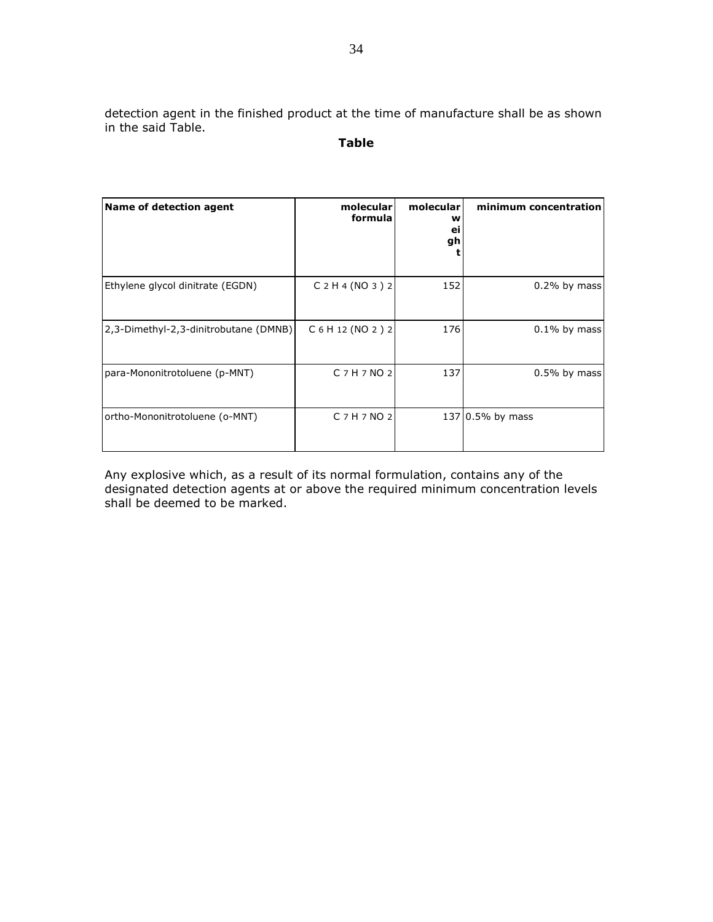detection agent in the finished product at the time of manufacture shall be as shown in the said Table.

**Table**

| Name of detection agent | molecular formula | molecular weight | minimum concentration |
|---|---|---|---|
| Ethylene glycol dinitrate (EGDN) | $C_2H_4(NO_3)_2$ | 152 | 0.2% by mass |
| 2,3-Dimethyl-2,3-dinitrobutane (DMNB) | $C_6H_{12}(NO_2)_2$ | 176 | 0.1% by mass |
| para-Mononitrotoluene (p-MNT) | $C_7H_7NO_2$ | 137 | 0.5% by mass |
| ortho-Mononitrotoluene (o-MNT) | $C_7H_7NO_2$ | 137 | 0.5% by mass |

Any explosive which, as a result of its normal formulation, contains any of the designated detection agents at or above the required minimum concentration levels shall be deemed to be marked.